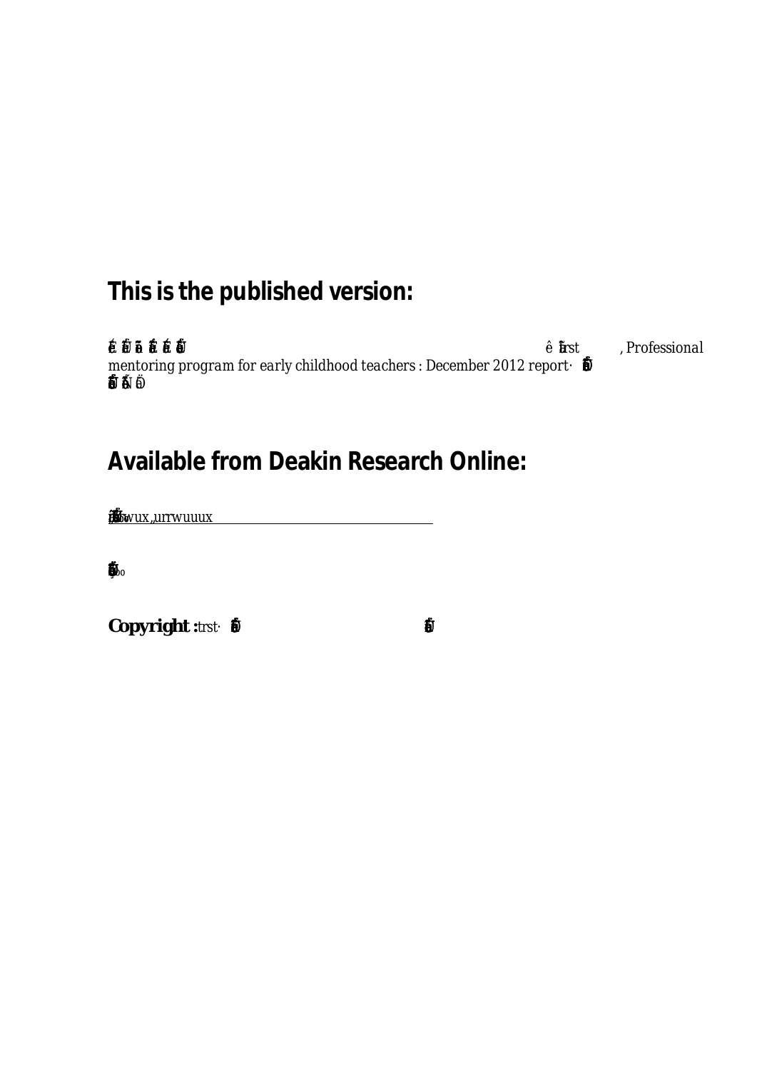## This is the published version:

ê trst , *Professional mentoring program for early childhood teachers : December 2012 report*·

## Available from Deakin Research Online:

wux„urrwuuux

**Copyright :** trst·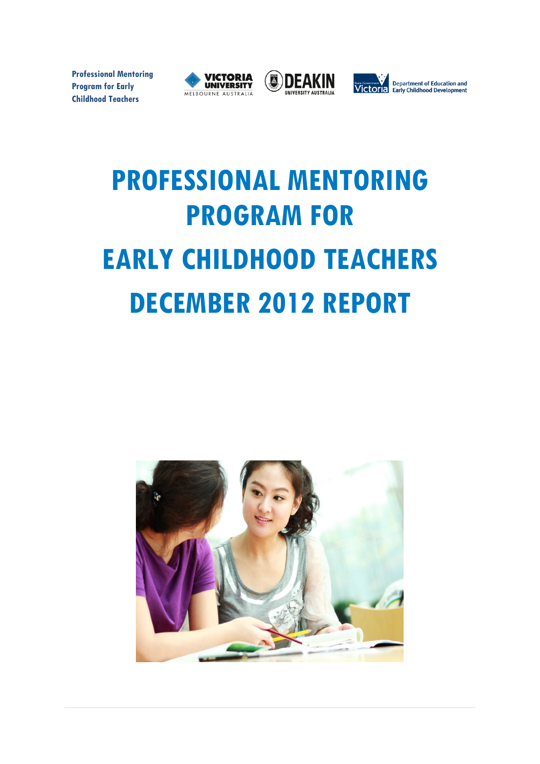Professional Mentoring Program for Early Childhood Teachers

# PROFESSIONAL MENTORING PROGRAM FOR EARLY CHILDHOOD TEACHERS DECEMBER 2012 REPORT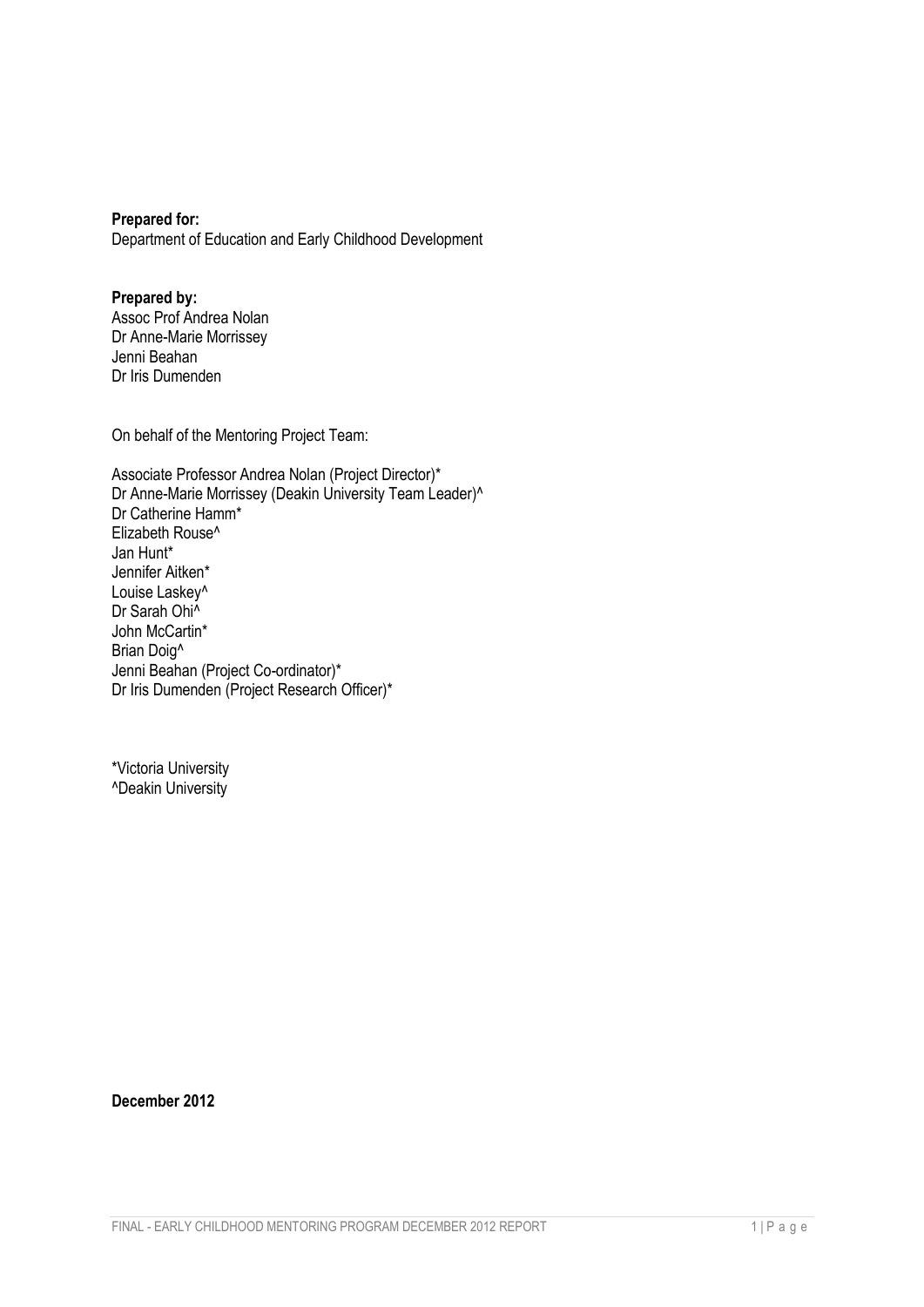**Prepared for:**
Department of Education and Early Childhood Development

**Prepared by:**
Assoc Prof Andrea Nolan
Dr Anne-Marie Morrissey
Jenni Beahan
Dr Iris Dumenden

On behalf of the Mentoring Project Team:

Associate Professor Andrea Nolan (Project Director)*
Dr Anne-Marie Morrissey (Deakin University Team Leader)^
Dr Catherine Hamm*
Elizabeth Rouse^
Jan Hunt*
Jennifer Aitken*
Louise Laskey^
Dr Sarah Ohi^
John McCartin*
Brian Doig^
Jenni Beahan (Project Co-ordinator)*
Dr Iris Dumenden (Project Research Officer)*

*Victoria University
^Deakin University

**December 2012**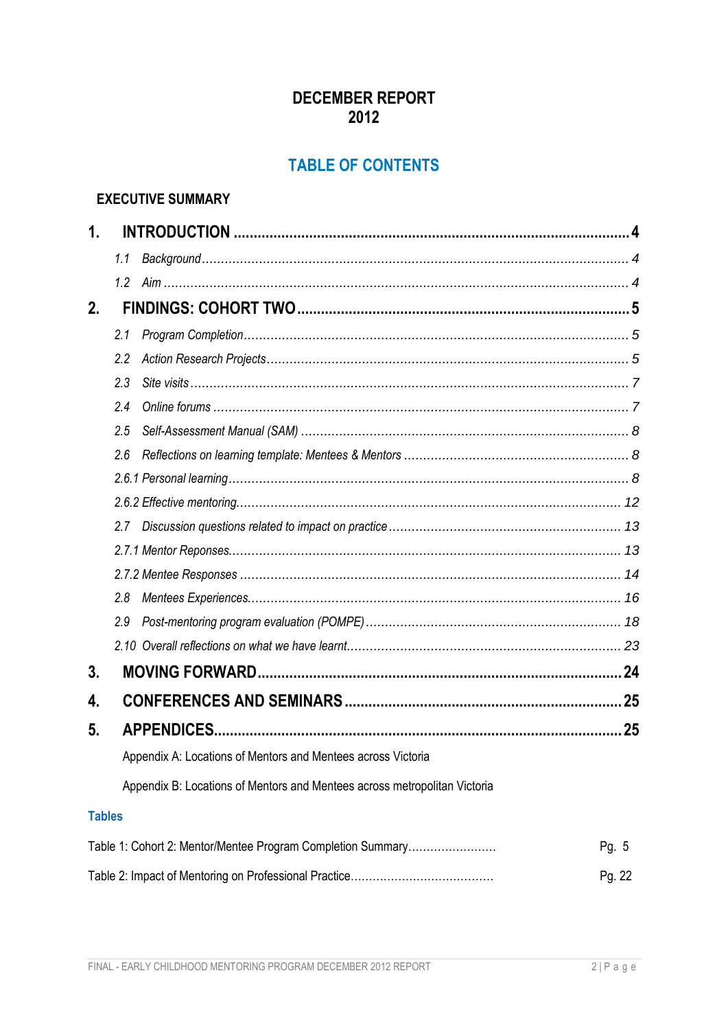# DECEMBER REPORT 2012

## TABLE OF CONTENTS

**EXECUTIVE SUMMARY**

| | | |
|---|---|---|
| **1.** | **INTRODUCTION** | **4** |
| | *1.1 Background* | *4* |
| | *1.2 Aim* | *4* |
| **2.** | **FINDINGS: COHORT TWO** | **5** |
| | *2.1 Program Completion* | *5* |
| | *2.2 Action Research Projects* | *5* |
| | *2.3 Site visits* | *7* |
| | *2.4 Online forums* | *7* |
| | *2.5 Self-Assessment Manual (SAM)* | *8* |
| | *2.6 Reflections on learning template: Mentees & Mentors* | *8* |
| | *2.6.1 Personal learning* | *8* |
| | *2.6.2 Effective mentoring.* | *12* |
| | *2.7 Discussion questions related to impact on practice* | *13* |
| | *2.7.1 Mentor Reponses.* | *13* |
| | *2.7.2 Mentee Responses* | *14* |
| | *2.8 Mentees Experiences.* | *16* |
| | *2.9 Post-mentoring program evaluation (POMPE)* | *18* |
| | *2.10 Overall reflections on what we have learnt.* | *23* |
| **3.** | **MOVING FORWARD** | **24** |
| **4.** | **CONFERENCES AND SEMINARS** | **25** |
| **5.** | **APPENDICES** | **25** |
| | Appendix A: Locations of Mentors and Mentees across Victoria | |
| | Appendix B: Locations of Mentors and Mentees across metropolitan Victoria | |

**Tables**

| | |
|---|---|
| Table 1: Cohort 2: Mentor/Mentee Program Completion Summary | Pg. 5 |
| Table 2: Impact of Mentoring on Professional Practice | Pg. 22 |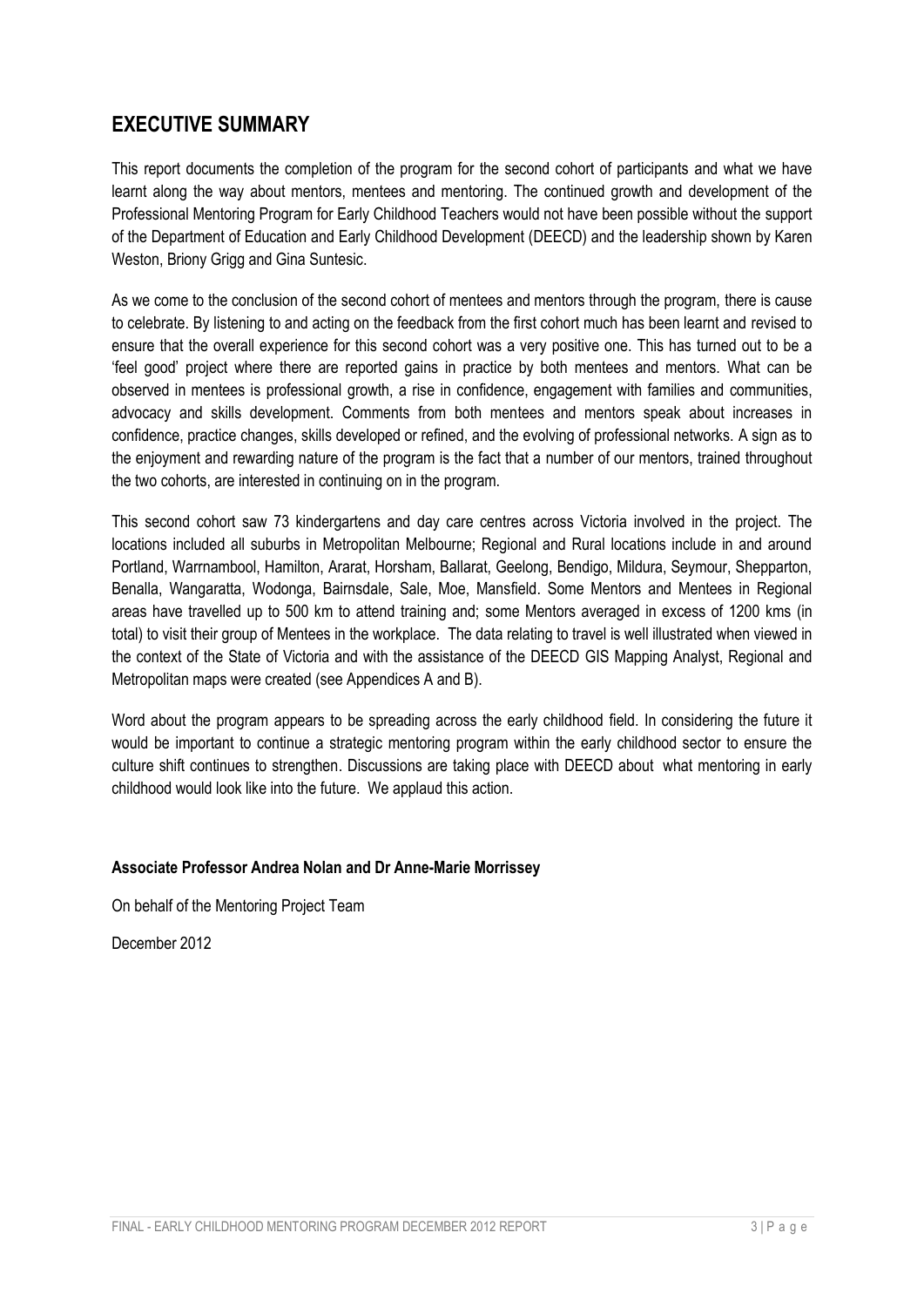## EXECUTIVE SUMMARY

This report documents the completion of the program for the second cohort of participants and what we have learnt along the way about mentors, mentees and mentoring. The continued growth and development of the Professional Mentoring Program for Early Childhood Teachers would not have been possible without the support of the Department of Education and Early Childhood Development (DEECD) and the leadership shown by Karen Weston, Briony Grigg and Gina Suntesic.

As we come to the conclusion of the second cohort of mentees and mentors through the program, there is cause to celebrate. By listening to and acting on the feedback from the first cohort much has been learnt and revised to ensure that the overall experience for this second cohort was a very positive one. This has turned out to be a 'feel good' project where there are reported gains in practice by both mentees and mentors. What can be observed in mentees is professional growth, a rise in confidence, engagement with families and communities, advocacy and skills development. Comments from both mentees and mentors speak about increases in confidence, practice changes, skills developed or refined, and the evolving of professional networks. A sign as to the enjoyment and rewarding nature of the program is the fact that a number of our mentors, trained throughout the two cohorts, are interested in continuing on in the program.

This second cohort saw 73 kindergartens and day care centres across Victoria involved in the project. The locations included all suburbs in Metropolitan Melbourne; Regional and Rural locations include in and around Portland, Warrnambool, Hamilton, Ararat, Horsham, Ballarat, Geelong, Bendigo, Mildura, Seymour, Shepparton, Benalla, Wangaratta, Wodonga, Bairnsdale, Sale, Moe, Mansfield. Some Mentors and Mentees in Regional areas have travelled up to 500 km to attend training and; some Mentors averaged in excess of 1200 kms (in total) to visit their group of Mentees in the workplace. The data relating to travel is well illustrated when viewed in the context of the State of Victoria and with the assistance of the DEECD GIS Mapping Analyst, Regional and Metropolitan maps were created (see Appendices A and B).

Word about the program appears to be spreading across the early childhood field. In considering the future it would be important to continue a strategic mentoring program within the early childhood sector to ensure the culture shift continues to strengthen. Discussions are taking place with DEECD about what mentoring in early childhood would look like into the future. We applaud this action.

**Associate Professor Andrea Nolan and Dr Anne-Marie Morrissey**

On behalf of the Mentoring Project Team

December 2012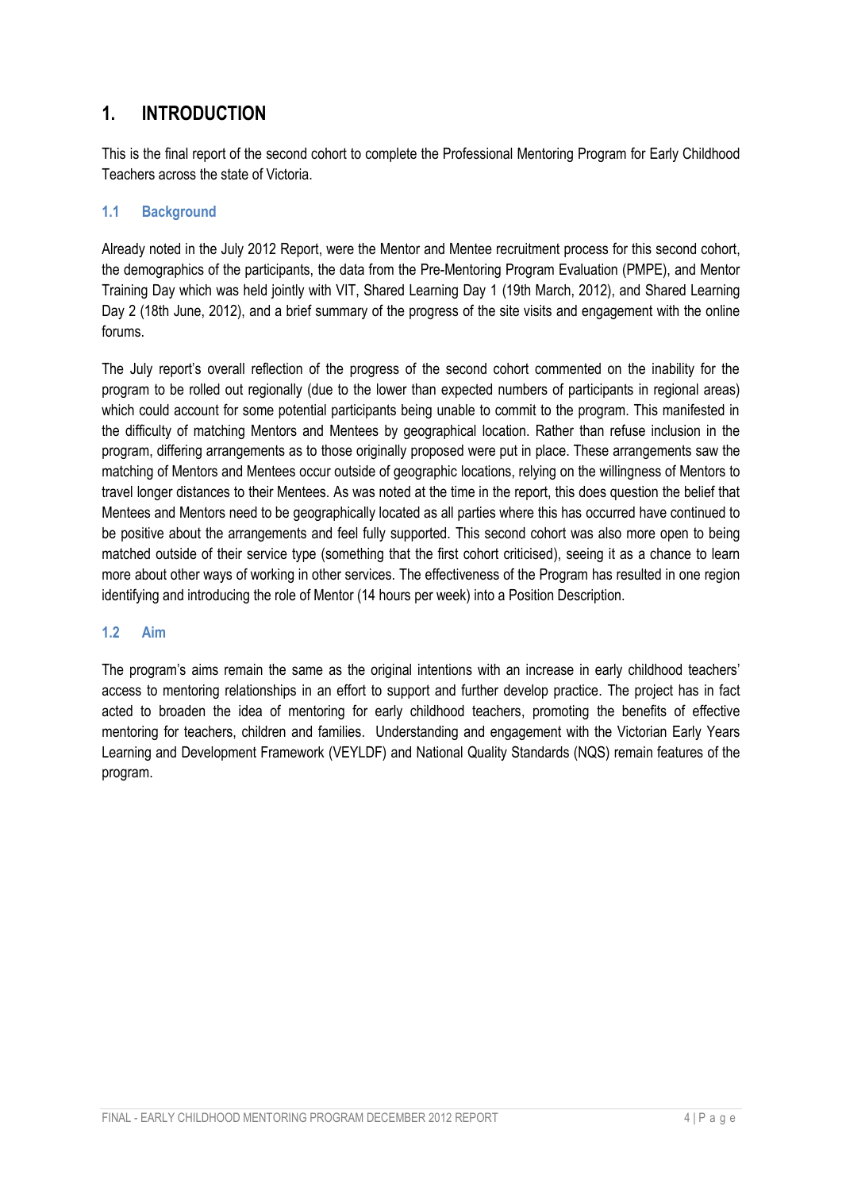# 1. INTRODUCTION

This is the final report of the second cohort to complete the Professional Mentoring Program for Early Childhood Teachers across the state of Victoria.

## 1.1 Background

Already noted in the July 2012 Report, were the Mentor and Mentee recruitment process for this second cohort, the demographics of the participants, the data from the Pre-Mentoring Program Evaluation (PMPE), and Mentor Training Day which was held jointly with VIT, Shared Learning Day 1 (19th March, 2012), and Shared Learning Day 2 (18th June, 2012), and a brief summary of the progress of the site visits and engagement with the online forums.

The July report's overall reflection of the progress of the second cohort commented on the inability for the program to be rolled out regionally (due to the lower than expected numbers of participants in regional areas) which could account for some potential participants being unable to commit to the program. This manifested in the difficulty of matching Mentors and Mentees by geographical location. Rather than refuse inclusion in the program, differing arrangements as to those originally proposed were put in place. These arrangements saw the matching of Mentors and Mentees occur outside of geographic locations, relying on the willingness of Mentors to travel longer distances to their Mentees. As was noted at the time in the report, this does question the belief that Mentees and Mentors need to be geographically located as all parties where this has occurred have continued to be positive about the arrangements and feel fully supported. This second cohort was also more open to being matched outside of their service type (something that the first cohort criticised), seeing it as a chance to learn more about other ways of working in other services. The effectiveness of the Program has resulted in one region identifying and introducing the role of Mentor (14 hours per week) into a Position Description.

## 1.2 Aim

The program's aims remain the same as the original intentions with an increase in early childhood teachers' access to mentoring relationships in an effort to support and further develop practice. The project has in fact acted to broaden the idea of mentoring for early childhood teachers, promoting the benefits of effective mentoring for teachers, children and families. Understanding and engagement with the Victorian Early Years Learning and Development Framework (VEYLDF) and National Quality Standards (NQS) remain features of the program.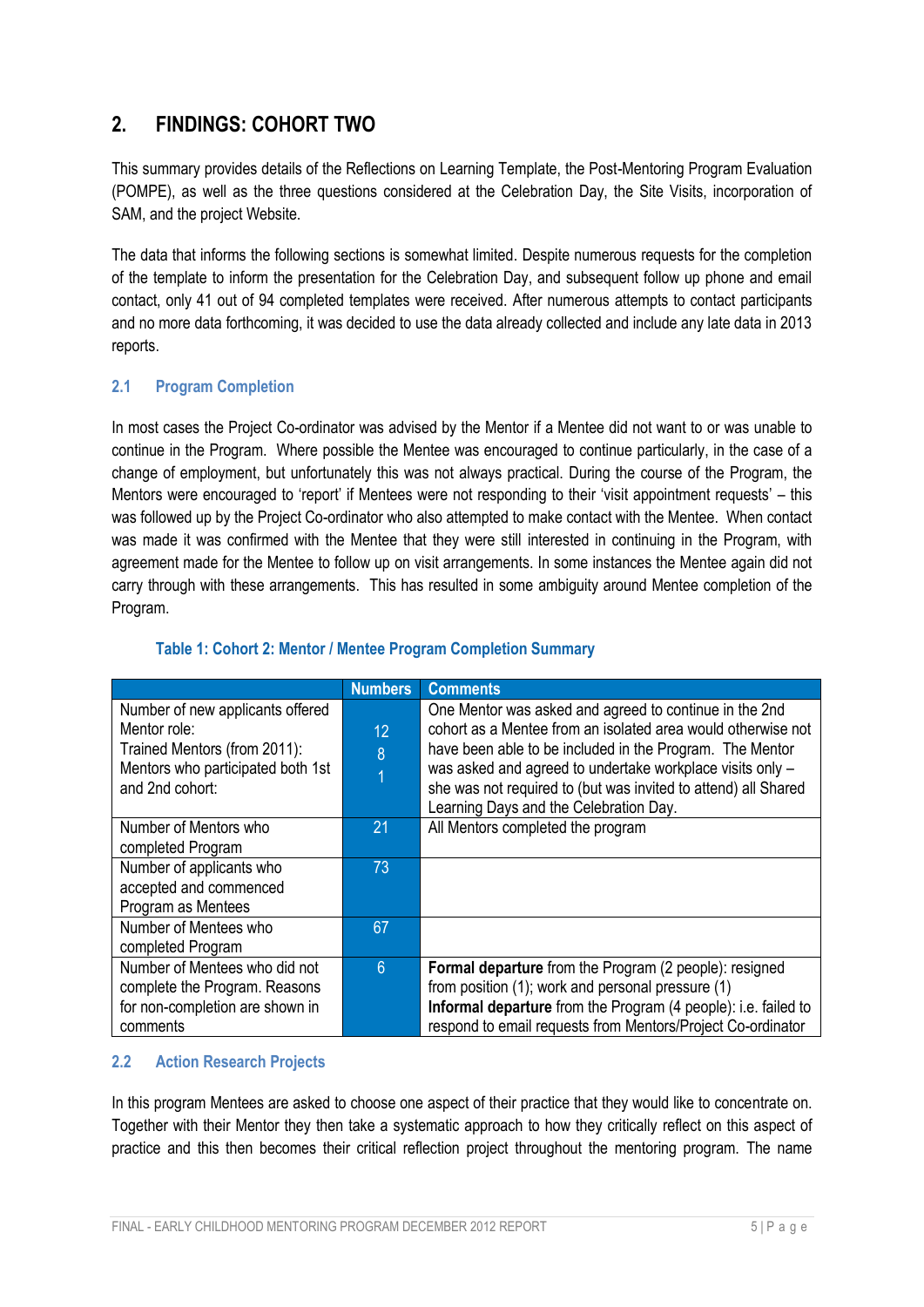## 2. FINDINGS: COHORT TWO

This summary provides details of the Reflections on Learning Template, the Post-Mentoring Program Evaluation (POMPE), as well as the three questions considered at the Celebration Day, the Site Visits, incorporation of SAM, and the project Website.

The data that informs the following sections is somewhat limited. Despite numerous requests for the completion of the template to inform the presentation for the Celebration Day, and subsequent follow up phone and email contact, only 41 out of 94 completed templates were received. After numerous attempts to contact participants and no more data forthcoming, it was decided to use the data already collected and include any late data in 2013 reports.

### 2.1 Program Completion

In most cases the Project Co-ordinator was advised by the Mentor if a Mentee did not want to or was unable to continue in the Program. Where possible the Mentee was encouraged to continue particularly, in the case of a change of employment, but unfortunately this was not always practical. During the course of the Program, the Mentors were encouraged to 'report' if Mentees were not responding to their 'visit appointment requests' – this was followed up by the Project Co-ordinator who also attempted to make contact with the Mentee. When contact was made it was confirmed with the Mentee that they were still interested in continuing in the Program, with agreement made for the Mentee to follow up on visit arrangements. In some instances the Mentee again did not carry through with these arrangements. This has resulted in some ambiguity around Mentee completion of the Program.

**Table 1: Cohort 2: Mentor / Mentee Program Completion Summary**

| | Numbers | Comments |
|---|---|---|
| Number of new applicants offered Mentor role:<br>Trained Mentors (from 2011):<br>Mentors who participated both 1st and 2nd cohort: | 12<br>8<br>1 | One Mentor was asked and agreed to continue in the 2nd cohort as a Mentee from an isolated area would otherwise not have been able to be included in the Program. The Mentor was asked and agreed to undertake workplace visits only – she was not required to (but was invited to attend) all Shared Learning Days and the Celebration Day. |
| Number of Mentors who completed Program | 21 | All Mentors completed the program |
| Number of applicants who accepted and commenced Program as Mentees | 73 | |
| Number of Mentees who completed Program | 67 | |
| Number of Mentees who did not complete the Program. Reasons for non-completion are shown in comments | 6 | **Formal departure** from the Program (2 people): resigned from position (1); work and personal pressure (1)<br>**Informal departure** from the Program (4 people): i.e. failed to respond to email requests from Mentors/Project Co-ordinator |

### 2.2 Action Research Projects

In this program Mentees are asked to choose one aspect of their practice that they would like to concentrate on. Together with their Mentor they then take a systematic approach to how they critically reflect on this aspect of practice and this then becomes their critical reflection project throughout the mentoring program. The name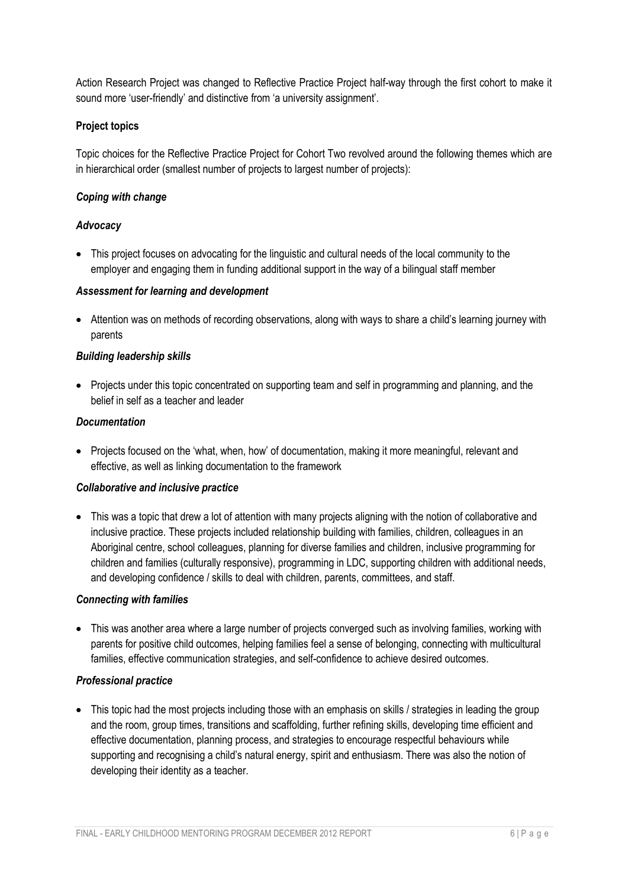Action Research Project was changed to Reflective Practice Project half-way through the first cohort to make it sound more 'user-friendly' and distinctive from 'a university assignment'.

**Project topics**

Topic choices for the Reflective Practice Project for Cohort Two revolved around the following themes which are in hierarchical order (smallest number of projects to largest number of projects):

***Coping with change***

***Advocacy***

- This project focuses on advocating for the linguistic and cultural needs of the local community to the employer and engaging them in funding additional support in the way of a bilingual staff member

***Assessment for learning and development***

- Attention was on methods of recording observations, along with ways to share a child's learning journey with parents

***Building leadership skills***

- Projects under this topic concentrated on supporting team and self in programming and planning, and the belief in self as a teacher and leader

***Documentation***

- Projects focused on the 'what, when, how' of documentation, making it more meaningful, relevant and effective, as well as linking documentation to the framework

***Collaborative and inclusive practice***

- This was a topic that drew a lot of attention with many projects aligning with the notion of collaborative and inclusive practice. These projects included relationship building with families, children, colleagues in an Aboriginal centre, school colleagues, planning for diverse families and children, inclusive programming for children and families (culturally responsive), programming in LDC, supporting children with additional needs, and developing confidence / skills to deal with children, parents, committees, and staff.

***Connecting with families***

- This was another area where a large number of projects converged such as involving families, working with parents for positive child outcomes, helping families feel a sense of belonging, connecting with multicultural families, effective communication strategies, and self-confidence to achieve desired outcomes.

***Professional practice***

- This topic had the most projects including those with an emphasis on skills / strategies in leading the group and the room, group times, transitions and scaffolding, further refining skills, developing time efficient and effective documentation, planning process, and strategies to encourage respectful behaviours while supporting and recognising a child's natural energy, spirit and enthusiasm. There was also the notion of developing their identity as a teacher.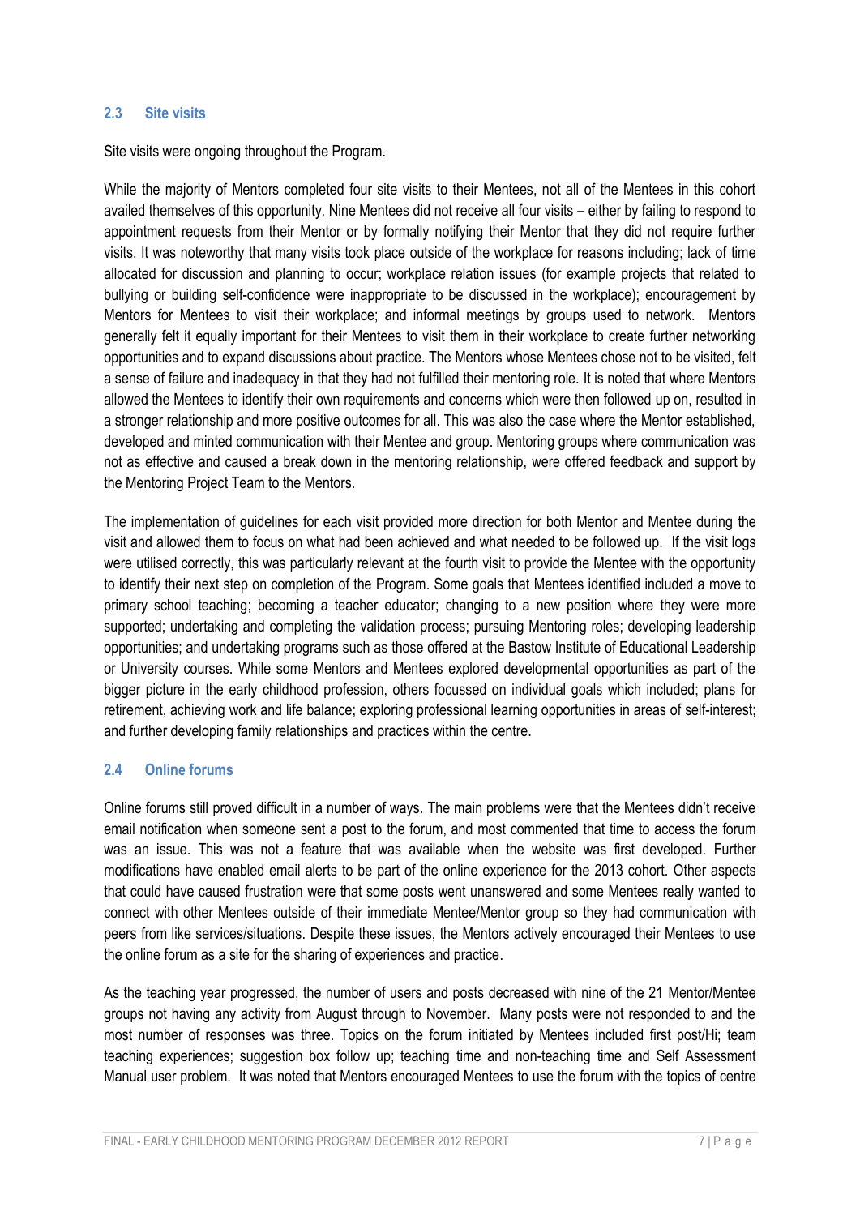### 2.3 Site visits

Site visits were ongoing throughout the Program.

While the majority of Mentors completed four site visits to their Mentees, not all of the Mentees in this cohort availed themselves of this opportunity. Nine Mentees did not receive all four visits – either by failing to respond to appointment requests from their Mentor or by formally notifying their Mentor that they did not require further visits. It was noteworthy that many visits took place outside of the workplace for reasons including; lack of time allocated for discussion and planning to occur; workplace relation issues (for example projects that related to bullying or building self-confidence were inappropriate to be discussed in the workplace); encouragement by Mentors for Mentees to visit their workplace; and informal meetings by groups used to network. Mentors generally felt it equally important for their Mentees to visit them in their workplace to create further networking opportunities and to expand discussions about practice. The Mentors whose Mentees chose not to be visited, felt a sense of failure and inadequacy in that they had not fulfilled their mentoring role. It is noted that where Mentors allowed the Mentees to identify their own requirements and concerns which were then followed up on, resulted in a stronger relationship and more positive outcomes for all. This was also the case where the Mentor established, developed and minted communication with their Mentee and group. Mentoring groups where communication was not as effective and caused a break down in the mentoring relationship, were offered feedback and support by the Mentoring Project Team to the Mentors.

The implementation of guidelines for each visit provided more direction for both Mentor and Mentee during the visit and allowed them to focus on what had been achieved and what needed to be followed up. If the visit logs were utilised correctly, this was particularly relevant at the fourth visit to provide the Mentee with the opportunity to identify their next step on completion of the Program. Some goals that Mentees identified included a move to primary school teaching; becoming a teacher educator; changing to a new position where they were more supported; undertaking and completing the validation process; pursuing Mentoring roles; developing leadership opportunities; and undertaking programs such as those offered at the Bastow Institute of Educational Leadership or University courses. While some Mentors and Mentees explored developmental opportunities as part of the bigger picture in the early childhood profession, others focussed on individual goals which included; plans for retirement, achieving work and life balance; exploring professional learning opportunities in areas of self-interest; and further developing family relationships and practices within the centre.

### 2.4 Online forums

Online forums still proved difficult in a number of ways. The main problems were that the Mentees didn't receive email notification when someone sent a post to the forum, and most commented that time to access the forum was an issue. This was not a feature that was available when the website was first developed. Further modifications have enabled email alerts to be part of the online experience for the 2013 cohort. Other aspects that could have caused frustration were that some posts went unanswered and some Mentees really wanted to connect with other Mentees outside of their immediate Mentee/Mentor group so they had communication with peers from like services/situations. Despite these issues, the Mentors actively encouraged their Mentees to use the online forum as a site for the sharing of experiences and practice.

As the teaching year progressed, the number of users and posts decreased with nine of the 21 Mentor/Mentee groups not having any activity from August through to November. Many posts were not responded to and the most number of responses was three. Topics on the forum initiated by Mentees included first post/Hi; team teaching experiences; suggestion box follow up; teaching time and non-teaching time and Self Assessment Manual user problem. It was noted that Mentors encouraged Mentees to use the forum with the topics of centre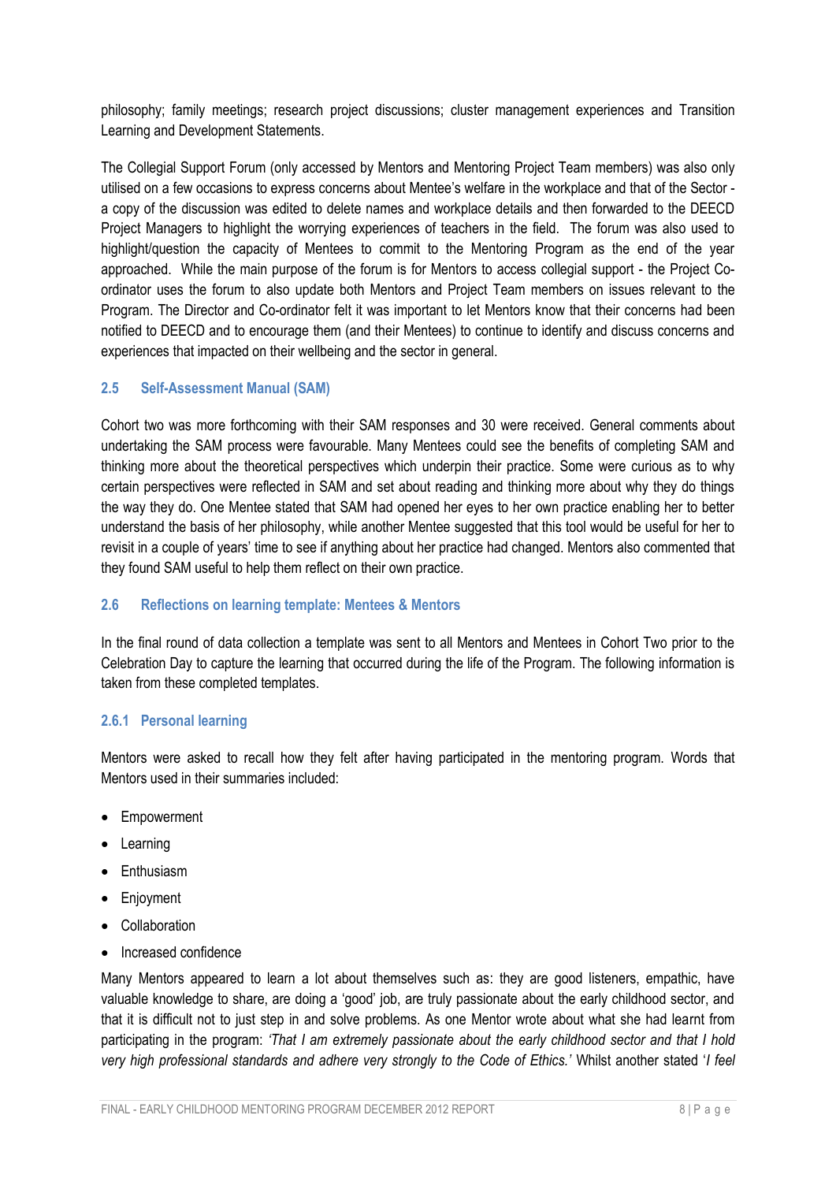philosophy; family meetings; research project discussions; cluster management experiences and Transition Learning and Development Statements.

The Collegial Support Forum (only accessed by Mentors and Mentoring Project Team members) was also only utilised on a few occasions to express concerns about Mentee's welfare in the workplace and that of the Sector - a copy of the discussion was edited to delete names and workplace details and then forwarded to the DEECD Project Managers to highlight the worrying experiences of teachers in the field. The forum was also used to highlight/question the capacity of Mentees to commit to the Mentoring Program as the end of the year approached. While the main purpose of the forum is for Mentors to access collegial support - the Project Co-ordinator uses the forum to also update both Mentors and Project Team members on issues relevant to the Program. The Director and Co-ordinator felt it was important to let Mentors know that their concerns had been notified to DEECD and to encourage them (and their Mentees) to continue to identify and discuss concerns and experiences that impacted on their wellbeing and the sector in general.

### 2.5 Self-Assessment Manual (SAM)

Cohort two was more forthcoming with their SAM responses and 30 were received. General comments about undertaking the SAM process were favourable. Many Mentees could see the benefits of completing SAM and thinking more about the theoretical perspectives which underpin their practice. Some were curious as to why certain perspectives were reflected in SAM and set about reading and thinking more about why they do things the way they do. One Mentee stated that SAM had opened her eyes to her own practice enabling her to better understand the basis of her philosophy, while another Mentee suggested that this tool would be useful for her to revisit in a couple of years' time to see if anything about her practice had changed. Mentors also commented that they found SAM useful to help them reflect on their own practice.

### 2.6 Reflections on learning template: Mentees & Mentors

In the final round of data collection a template was sent to all Mentors and Mentees in Cohort Two prior to the Celebration Day to capture the learning that occurred during the life of the Program. The following information is taken from these completed templates.

#### 2.6.1 Personal learning

Mentors were asked to recall how they felt after having participated in the mentoring program. Words that Mentors used in their summaries included:

- Empowerment
- Learning
- Enthusiasm
- Enjoyment
- Collaboration
- Increased confidence

Many Mentors appeared to learn a lot about themselves such as: they are good listeners, empathic, have valuable knowledge to share, are doing a 'good' job, are truly passionate about the early childhood sector, and that it is difficult not to just step in and solve problems. As one Mentor wrote about what she had learnt from participating in the program: *'That I am extremely passionate about the early childhood sector and that I hold very high professional standards and adhere very strongly to the Code of Ethics.'* Whilst another stated '*I feel*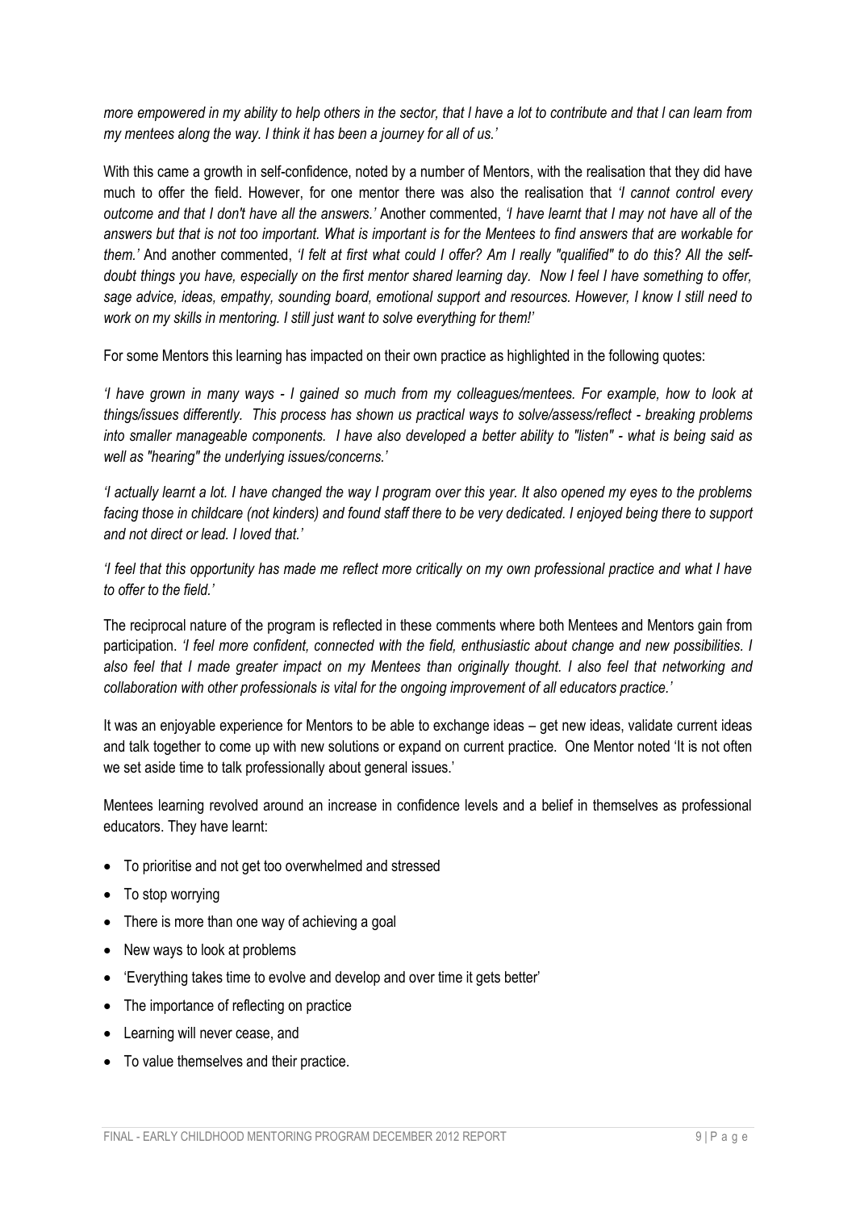*more empowered in my ability to help others in the sector, that I have a lot to contribute and that I can learn from my mentees along the way. I think it has been a journey for all of us.'*

With this came a growth in self-confidence, noted by a number of Mentors, with the realisation that they did have much to offer the field. However, for one mentor there was also the realisation that *'I cannot control every outcome and that I don't have all the answers.'* Another commented, *'I have learnt that I may not have all of the answers but that is not too important. What is important is for the Mentees to find answers that are workable for them.'* And another commented, *'I felt at first what could I offer? Am I really "qualified" to do this? All the self-doubt things you have, especially on the first mentor shared learning day. Now I feel I have something to offer, sage advice, ideas, empathy, sounding board, emotional support and resources. However, I know I still need to work on my skills in mentoring. I still just want to solve everything for them!'*

For some Mentors this learning has impacted on their own practice as highlighted in the following quotes:

*'I have grown in many ways - I gained so much from my colleagues/mentees. For example, how to look at things/issues differently. This process has shown us practical ways to solve/assess/reflect - breaking problems into smaller manageable components. I have also developed a better ability to "listen" - what is being said as well as "hearing" the underlying issues/concerns.'*

*'I actually learnt a lot. I have changed the way I program over this year. It also opened my eyes to the problems facing those in childcare (not kinders) and found staff there to be very dedicated. I enjoyed being there to support and not direct or lead. I loved that.'*

*'I feel that this opportunity has made me reflect more critically on my own professional practice and what I have to offer to the field.'*

The reciprocal nature of the program is reflected in these comments where both Mentees and Mentors gain from participation. *'I feel more confident, connected with the field, enthusiastic about change and new possibilities. I also feel that I made greater impact on my Mentees than originally thought. I also feel that networking and collaboration with other professionals is vital for the ongoing improvement of all educators practice.'*

It was an enjoyable experience for Mentors to be able to exchange ideas – get new ideas, validate current ideas and talk together to come up with new solutions or expand on current practice. One Mentor noted 'It is not often we set aside time to talk professionally about general issues.'

Mentees learning revolved around an increase in confidence levels and a belief in themselves as professional educators. They have learnt:

- To prioritise and not get too overwhelmed and stressed
- To stop worrying
- There is more than one way of achieving a goal
- New ways to look at problems
- 'Everything takes time to evolve and develop and over time it gets better'
- The importance of reflecting on practice
- Learning will never cease, and
- To value themselves and their practice.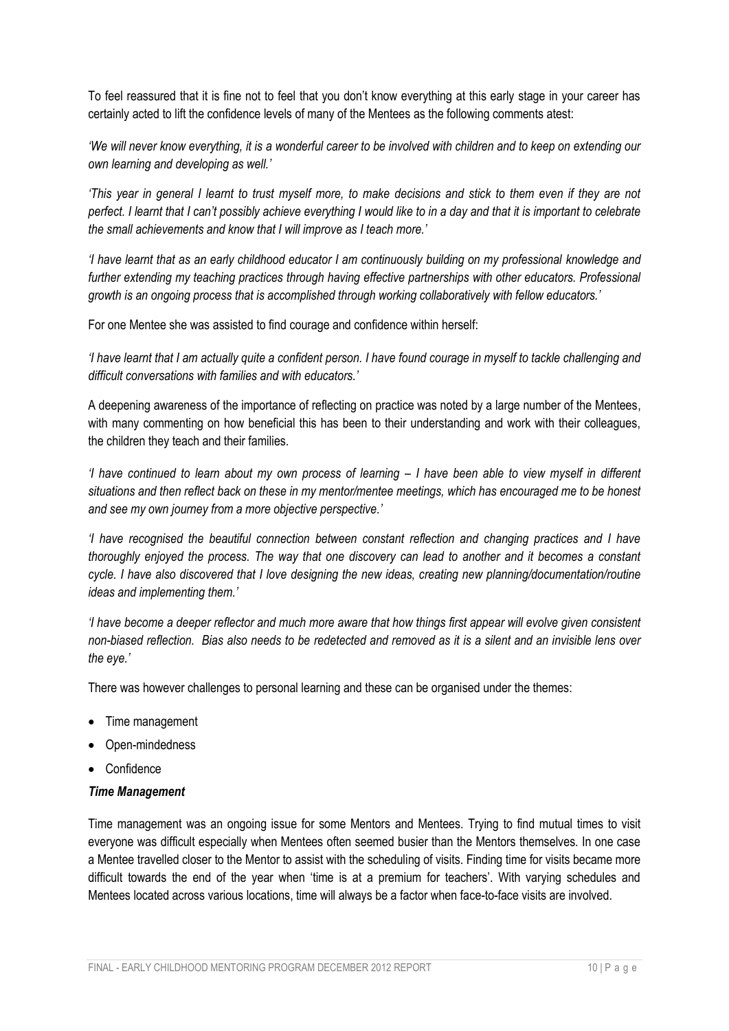To feel reassured that it is fine not to feel that you don't know everything at this early stage in your career has certainly acted to lift the confidence levels of many of the Mentees as the following comments atest:

*'We will never know everything, it is a wonderful career to be involved with children and to keep on extending our own learning and developing as well.'*

*'This year in general I learnt to trust myself more, to make decisions and stick to them even if they are not perfect. I learnt that I can't possibly achieve everything I would like to in a day and that it is important to celebrate the small achievements and know that I will improve as I teach more.'*

*'I have learnt that as an early childhood educator I am continuously building on my professional knowledge and further extending my teaching practices through having effective partnerships with other educators. Professional growth is an ongoing process that is accomplished through working collaboratively with fellow educators.'*

For one Mentee she was assisted to find courage and confidence within herself:

*'I have learnt that I am actually quite a confident person. I have found courage in myself to tackle challenging and difficult conversations with families and with educators.'*

A deepening awareness of the importance of reflecting on practice was noted by a large number of the Mentees, with many commenting on how beneficial this has been to their understanding and work with their colleagues, the children they teach and their families.

*'I have continued to learn about my own process of learning – I have been able to view myself in different situations and then reflect back on these in my mentor/mentee meetings, which has encouraged me to be honest and see my own journey from a more objective perspective.'*

*'I have recognised the beautiful connection between constant reflection and changing practices and I have thoroughly enjoyed the process. The way that one discovery can lead to another and it becomes a constant cycle. I have also discovered that I love designing the new ideas, creating new planning/documentation/routine ideas and implementing them.'*

*'I have become a deeper reflector and much more aware that how things first appear will evolve given consistent non-biased reflection. Bias also needs to be redetected and removed as it is a silent and an invisible lens over the eye.'*

There was however challenges to personal learning and these can be organised under the themes:

- Time management
- Open-mindedness
- Confidence

***Time Management***

Time management was an ongoing issue for some Mentors and Mentees. Trying to find mutual times to visit everyone was difficult especially when Mentees often seemed busier than the Mentors themselves. In one case a Mentee travelled closer to the Mentor to assist with the scheduling of visits. Finding time for visits became more difficult towards the end of the year when 'time is at a premium for teachers'. With varying schedules and Mentees located across various locations, time will always be a factor when face-to-face visits are involved.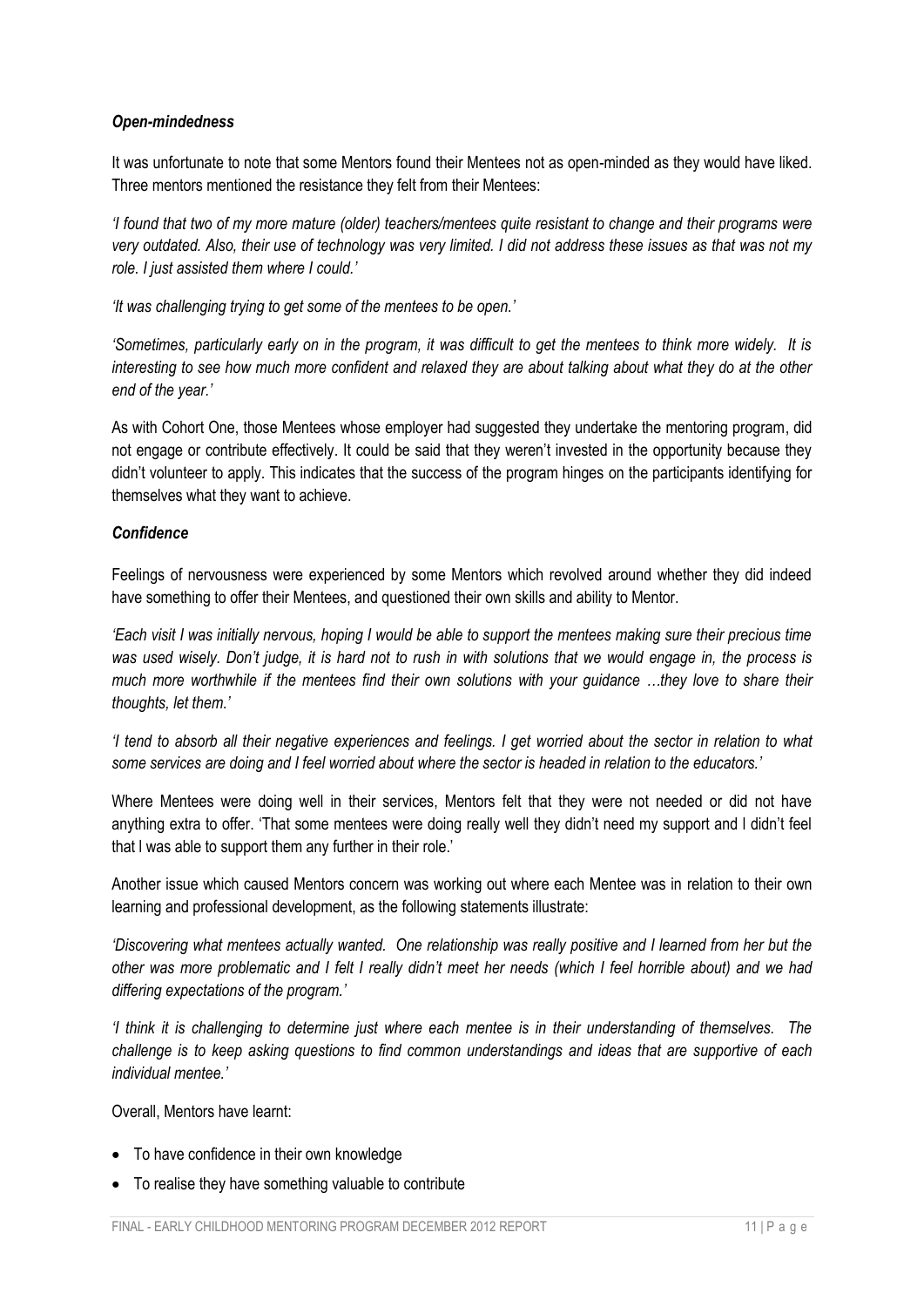### *Open-mindedness*

It was unfortunate to note that some Mentors found their Mentees not as open-minded as they would have liked. Three mentors mentioned the resistance they felt from their Mentees:

*'I found that two of my more mature (older) teachers/mentees quite resistant to change and their programs were very outdated. Also, their use of technology was very limited. I did not address these issues as that was not my role. I just assisted them where I could.'*

*'It was challenging trying to get some of the mentees to be open.'*

*'Sometimes, particularly early on in the program, it was difficult to get the mentees to think more widely. It is interesting to see how much more confident and relaxed they are about talking about what they do at the other end of the year.'*

As with Cohort One, those Mentees whose employer had suggested they undertake the mentoring program, did not engage or contribute effectively. It could be said that they weren't invested in the opportunity because they didn't volunteer to apply. This indicates that the success of the program hinges on the participants identifying for themselves what they want to achieve.

### *Confidence*

Feelings of nervousness were experienced by some Mentors which revolved around whether they did indeed have something to offer their Mentees, and questioned their own skills and ability to Mentor.

*'Each visit I was initially nervous, hoping I would be able to support the mentees making sure their precious time was used wisely. Don't judge, it is hard not to rush in with solutions that we would engage in, the process is much more worthwhile if the mentees find their own solutions with your guidance …they love to share their thoughts, let them.'*

*'I tend to absorb all their negative experiences and feelings. I get worried about the sector in relation to what some services are doing and I feel worried about where the sector is headed in relation to the educators.'*

Where Mentees were doing well in their services, Mentors felt that they were not needed or did not have anything extra to offer. 'That some mentees were doing really well they didn't need my support and I didn't feel that I was able to support them any further in their role.'

Another issue which caused Mentors concern was working out where each Mentee was in relation to their own learning and professional development, as the following statements illustrate:

*'Discovering what mentees actually wanted. One relationship was really positive and I learned from her but the other was more problematic and I felt I really didn't meet her needs (which I feel horrible about) and we had differing expectations of the program.'*

*'I think it is challenging to determine just where each mentee is in their understanding of themselves. The challenge is to keep asking questions to find common understandings and ideas that are supportive of each individual mentee.'*

Overall, Mentors have learnt:

- To have confidence in their own knowledge
- To realise they have something valuable to contribute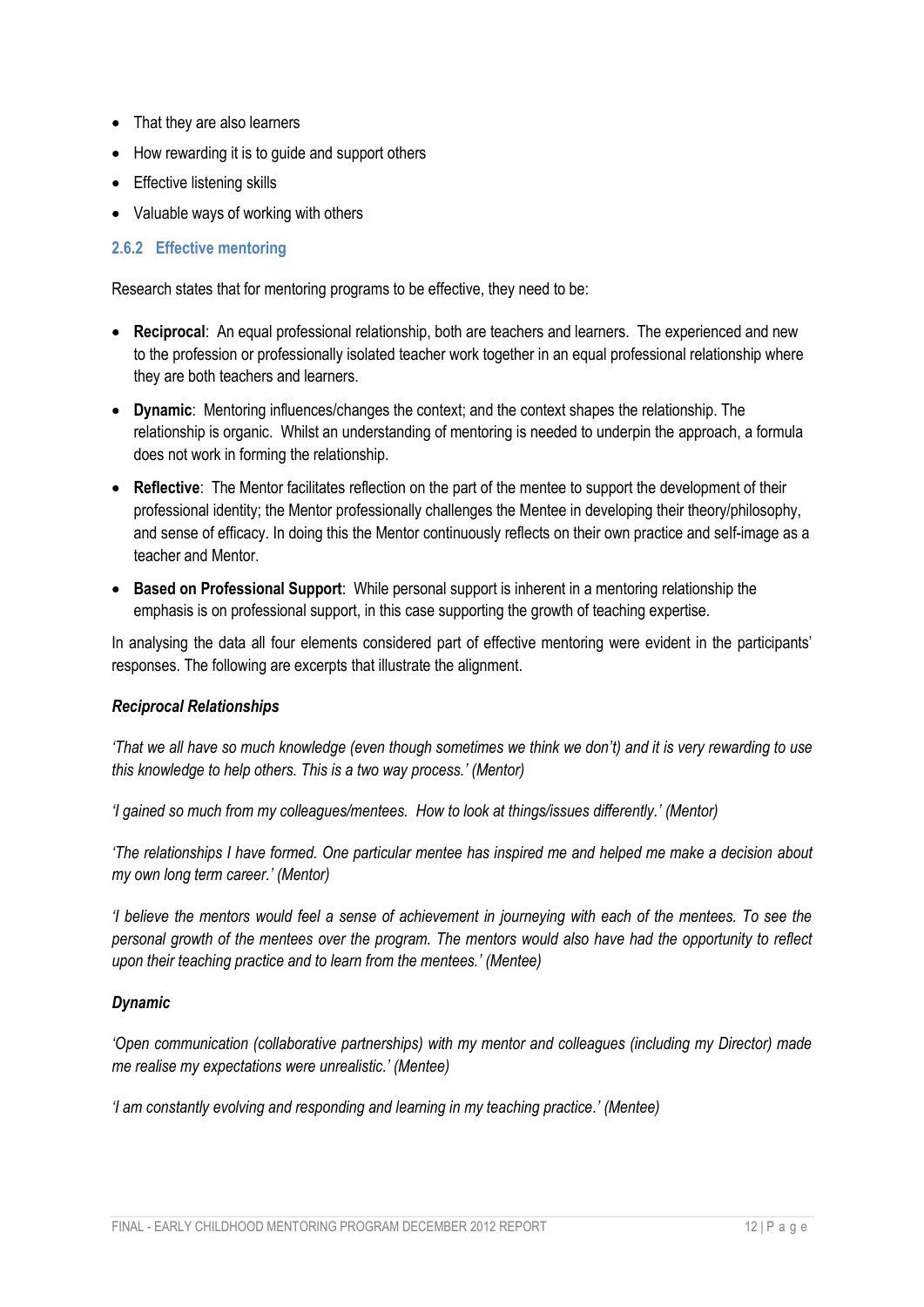- That they are also learners
- How rewarding it is to guide and support others
- Effective listening skills
- Valuable ways of working with others

### 2.6.2 Effective mentoring

Research states that for mentoring programs to be effective, they need to be:

- **Reciprocal**: An equal professional relationship, both are teachers and learners. The experienced and new to the profession or professionally isolated teacher work together in an equal professional relationship where they are both teachers and learners.
- **Dynamic**: Mentoring influences/changes the context; and the context shapes the relationship. The relationship is organic. Whilst an understanding of mentoring is needed to underpin the approach, a formula does not work in forming the relationship.
- **Reflective**: The Mentor facilitates reflection on the part of the mentee to support the development of their professional identity; the Mentor professionally challenges the Mentee in developing their theory/philosophy, and sense of efficacy. In doing this the Mentor continuously reflects on their own practice and self-image as a teacher and Mentor.
- **Based on Professional Support**: While personal support is inherent in a mentoring relationship the emphasis is on professional support, in this case supporting the growth of teaching expertise.

In analysing the data all four elements considered part of effective mentoring were evident in the participants' responses. The following are excerpts that illustrate the alignment.

***Reciprocal Relationships***

*'That we all have so much knowledge (even though sometimes we think we don't) and it is very rewarding to use this knowledge to help others. This is a two way process.' (Mentor)*

*'I gained so much from my colleagues/mentees. How to look at things/issues differently.' (Mentor)*

*'The relationships I have formed. One particular mentee has inspired me and helped me make a decision about my own long term career.' (Mentor)*

*'I believe the mentors would feel a sense of achievement in journeying with each of the mentees. To see the personal growth of the mentees over the program. The mentors would also have had the opportunity to reflect upon their teaching practice and to learn from the mentees.' (Mentee)*

***Dynamic***

*'Open communication (collaborative partnerships) with my mentor and colleagues (including my Director) made me realise my expectations were unrealistic.' (Mentee)*

*'I am constantly evolving and responding and learning in my teaching practice.' (Mentee)*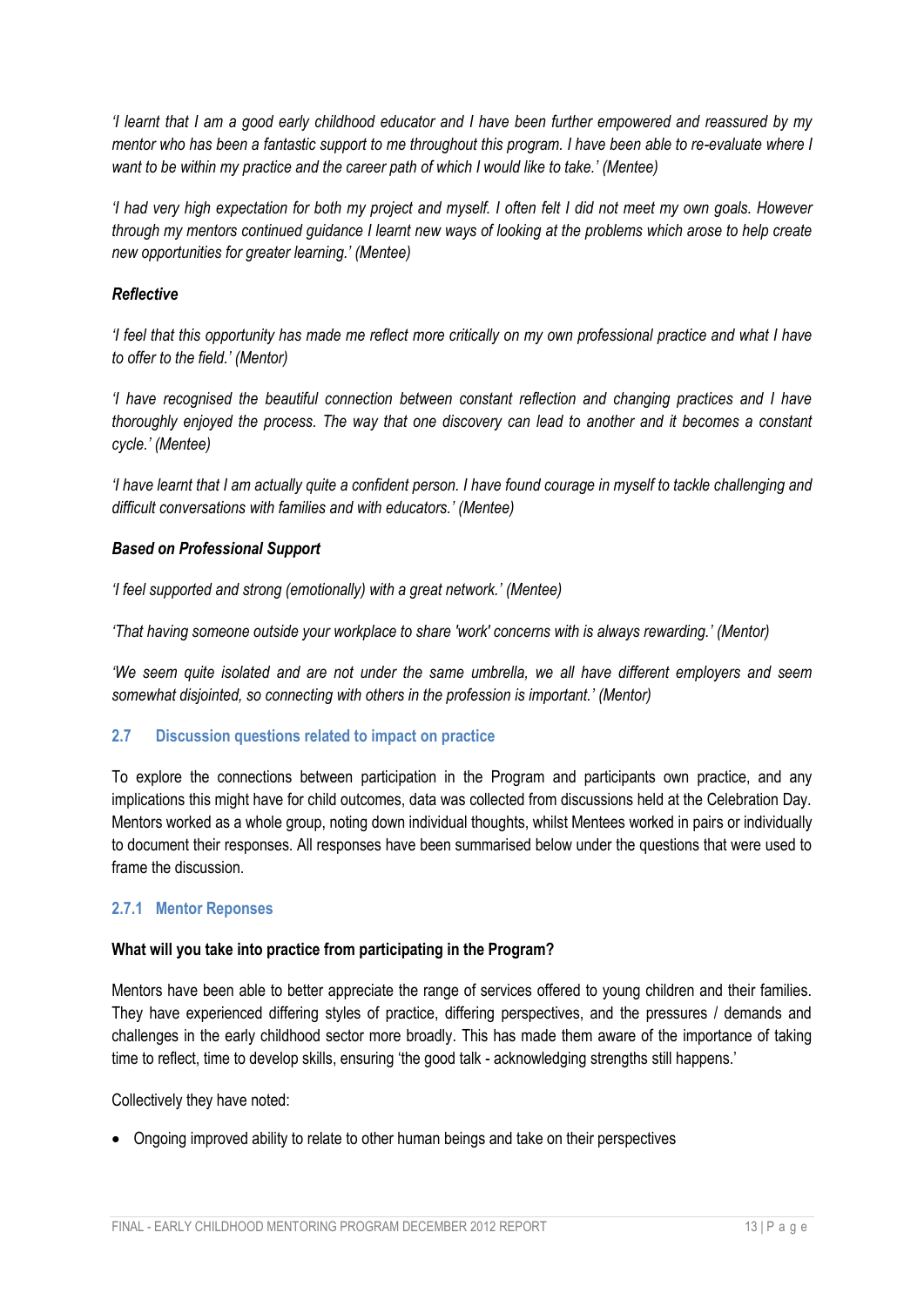*'I learnt that I am a good early childhood educator and I have been further empowered and reassured by my mentor who has been a fantastic support to me throughout this program. I have been able to re-evaluate where I want to be within my practice and the career path of which I would like to take.' (Mentee)*

*'I had very high expectation for both my project and myself. I often felt I did not meet my own goals. However through my mentors continued guidance I learnt new ways of looking at the problems which arose to help create new opportunities for greater learning.' (Mentee)*

***Reflective***

*'I feel that this opportunity has made me reflect more critically on my own professional practice and what I have to offer to the field.' (Mentor)*

*'I have recognised the beautiful connection between constant reflection and changing practices and I have thoroughly enjoyed the process. The way that one discovery can lead to another and it becomes a constant cycle.' (Mentee)*

*'I have learnt that I am actually quite a confident person. I have found courage in myself to tackle challenging and difficult conversations with families and with educators.' (Mentee)*

***Based on Professional Support***

*'I feel supported and strong (emotionally) with a great network.' (Mentee)*

*'That having someone outside your workplace to share 'work' concerns with is always rewarding.' (Mentor)*

*'We seem quite isolated and are not under the same umbrella, we all have different employers and seem somewhat disjointed, so connecting with others in the profession is important.' (Mentor)*

## 2.7 Discussion questions related to impact on practice

To explore the connections between participation in the Program and participants own practice, and any implications this might have for child outcomes, data was collected from discussions held at the Celebration Day. Mentors worked as a whole group, noting down individual thoughts, whilst Mentees worked in pairs or individually to document their responses. All responses have been summarised below under the questions that were used to frame the discussion.

### 2.7.1 Mentor Reponses

**What will you take into practice from participating in the Program?**

Mentors have been able to better appreciate the range of services offered to young children and their families. They have experienced differing styles of practice, differing perspectives, and the pressures / demands and challenges in the early childhood sector more broadly. This has made them aware of the importance of taking time to reflect, time to develop skills, ensuring 'the good talk - acknowledging strengths still happens.'

Collectively they have noted:

- Ongoing improved ability to relate to other human beings and take on their perspectives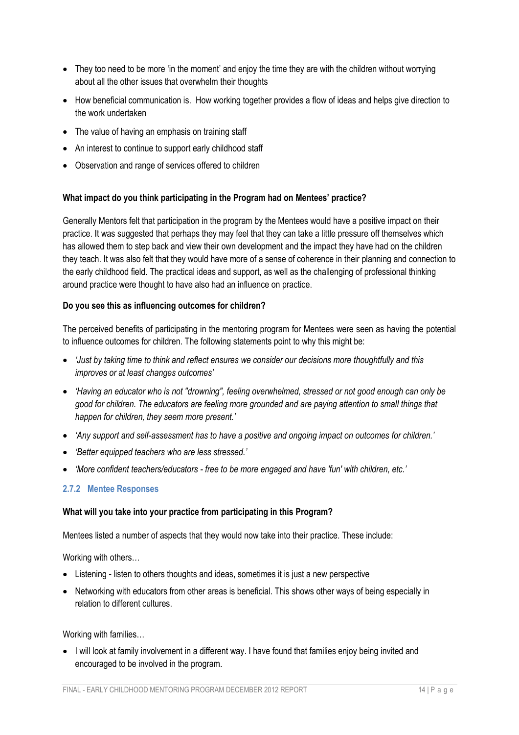- They too need to be more 'in the moment' and enjoy the time they are with the children without worrying about all the other issues that overwhelm their thoughts
- How beneficial communication is. How working together provides a flow of ideas and helps give direction to the work undertaken
- The value of having an emphasis on training staff
- An interest to continue to support early childhood staff
- Observation and range of services offered to children

**What impact do you think participating in the Program had on Mentees' practice?**

Generally Mentors felt that participation in the program by the Mentees would have a positive impact on their practice. It was suggested that perhaps they may feel that they can take a little pressure off themselves which has allowed them to step back and view their own development and the impact they have had on the children they teach. It was also felt that they would have more of a sense of coherence in their planning and connection to the early childhood field. The practical ideas and support, as well as the challenging of professional thinking around practice were thought to have also had an influence on practice.

**Do you see this as influencing outcomes for children?**

The perceived benefits of participating in the mentoring program for Mentees were seen as having the potential to influence outcomes for children. The following statements point to why this might be:

- *'Just by taking time to think and reflect ensures we consider our decisions more thoughtfully and this improves or at least changes outcomes'*
- *'Having an educator who is not "drowning", feeling overwhelmed, stressed or not good enough can only be good for children. The educators are feeling more grounded and are paying attention to small things that happen for children, they seem more present.'*
- *'Any support and self-assessment has to have a positive and ongoing impact on outcomes for children.'*
- *'Better equipped teachers who are less stressed.'*
- *'More confident teachers/educators - free to be more engaged and have 'fun' with children, etc.'*

### 2.7.2 Mentee Responses

**What will you take into your practice from participating in this Program?**

Mentees listed a number of aspects that they would now take into their practice. These include:

Working with others…

- Listening - listen to others thoughts and ideas, sometimes it is just a new perspective
- Networking with educators from other areas is beneficial. This shows other ways of being especially in relation to different cultures.

Working with families…

- I will look at family involvement in a different way. I have found that families enjoy being invited and encouraged to be involved in the program.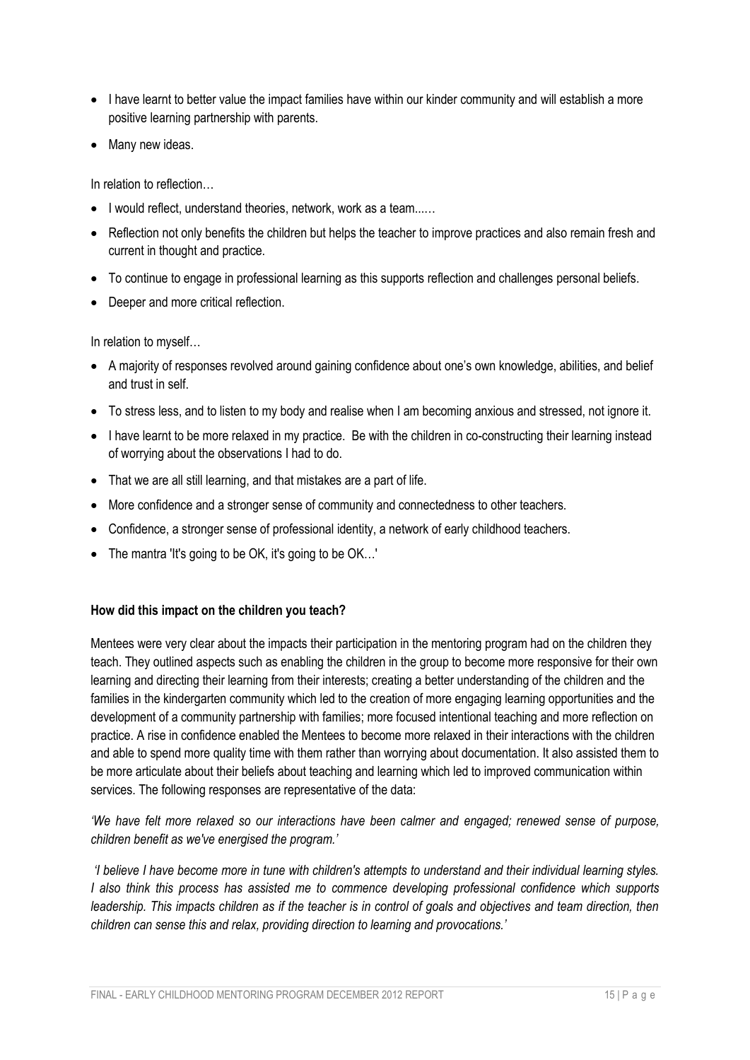- I have learnt to better value the impact families have within our kinder community and will establish a more positive learning partnership with parents.
- Many new ideas.

In relation to reflection…

- I would reflect, understand theories, network, work as a team...…
- Reflection not only benefits the children but helps the teacher to improve practices and also remain fresh and current in thought and practice.
- To continue to engage in professional learning as this supports reflection and challenges personal beliefs.
- Deeper and more critical reflection.

In relation to myself…

- A majority of responses revolved around gaining confidence about one's own knowledge, abilities, and belief and trust in self.
- To stress less, and to listen to my body and realise when I am becoming anxious and stressed, not ignore it.
- I have learnt to be more relaxed in my practice. Be with the children in co-constructing their learning instead of worrying about the observations I had to do.
- That we are all still learning, and that mistakes are a part of life.
- More confidence and a stronger sense of community and connectedness to other teachers.
- Confidence, a stronger sense of professional identity, a network of early childhood teachers.
- The mantra 'It's going to be OK, it's going to be OK…'

**How did this impact on the children you teach?**

Mentees were very clear about the impacts their participation in the mentoring program had on the children they teach. They outlined aspects such as enabling the children in the group to become more responsive for their own learning and directing their learning from their interests; creating a better understanding of the children and the families in the kindergarten community which led to the creation of more engaging learning opportunities and the development of a community partnership with families; more focused intentional teaching and more reflection on practice. A rise in confidence enabled the Mentees to become more relaxed in their interactions with the children and able to spend more quality time with them rather than worrying about documentation. It also assisted them to be more articulate about their beliefs about teaching and learning which led to improved communication within services. The following responses are representative of the data:

*'We have felt more relaxed so our interactions have been calmer and engaged; renewed sense of purpose, children benefit as we've energised the program.'*

*'I believe I have become more in tune with children's attempts to understand and their individual learning styles. I also think this process has assisted me to commence developing professional confidence which supports leadership. This impacts children as if the teacher is in control of goals and objectives and team direction, then children can sense this and relax, providing direction to learning and provocations.'*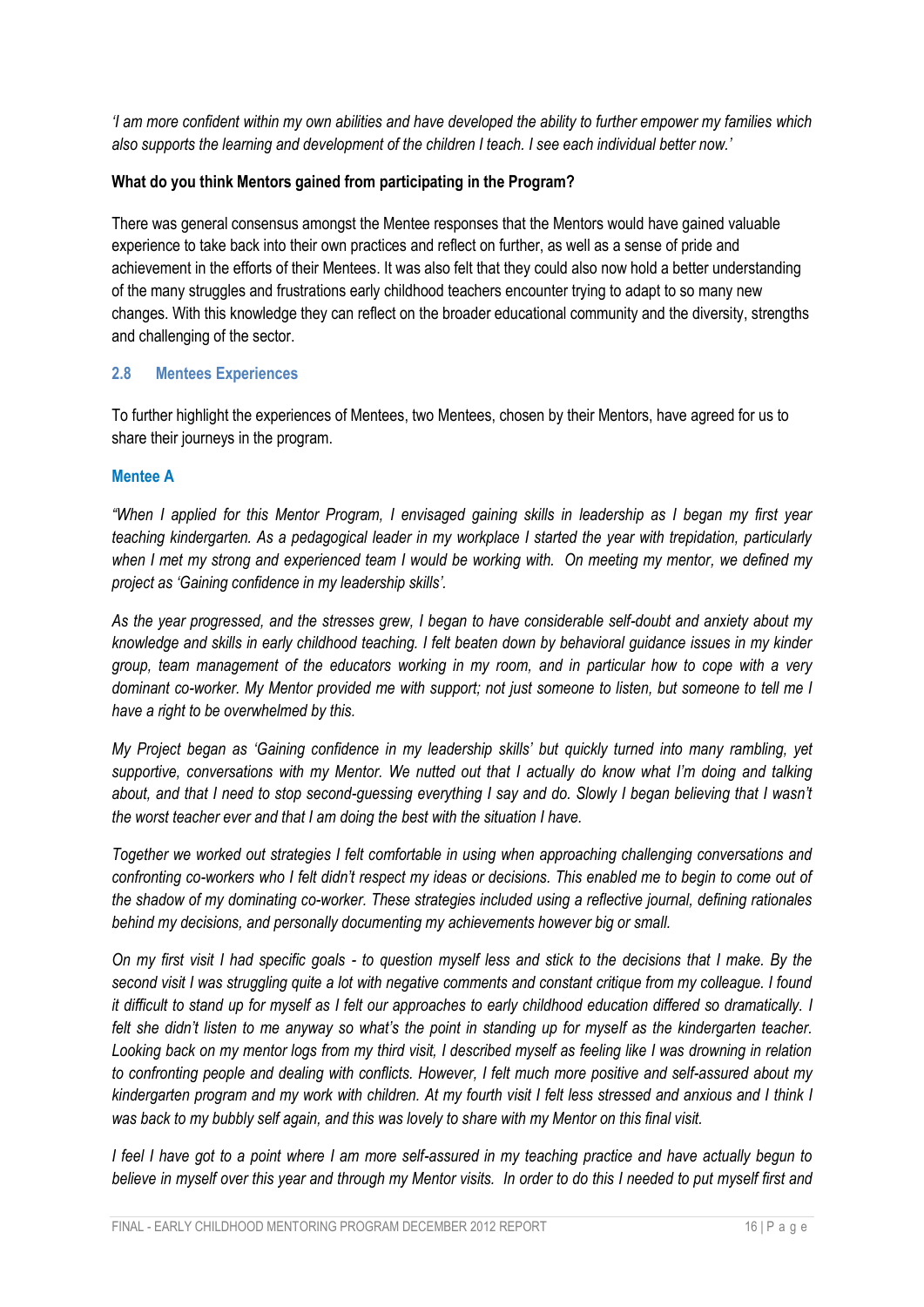*'I am more confident within my own abilities and have developed the ability to further empower my families which also supports the learning and development of the children I teach. I see each individual better now.'*

**What do you think Mentors gained from participating in the Program?**

There was general consensus amongst the Mentee responses that the Mentors would have gained valuable experience to take back into their own practices and reflect on further, as well as a sense of pride and achievement in the efforts of their Mentees. It was also felt that they could also now hold a better understanding of the many struggles and frustrations early childhood teachers encounter trying to adapt to so many new changes. With this knowledge they can reflect on the broader educational community and the diversity, strengths and challenging of the sector.

### 2.8 Mentees Experiences

To further highlight the experiences of Mentees, two Mentees, chosen by their Mentors, have agreed for us to share their journeys in the program.

#### Mentee A

*"When I applied for this Mentor Program, I envisaged gaining skills in leadership as I began my first year teaching kindergarten. As a pedagogical leader in my workplace I started the year with trepidation, particularly when I met my strong and experienced team I would be working with. On meeting my mentor, we defined my project as 'Gaining confidence in my leadership skills'.*

*As the year progressed, and the stresses grew, I began to have considerable self-doubt and anxiety about my knowledge and skills in early childhood teaching. I felt beaten down by behavioral guidance issues in my kinder group, team management of the educators working in my room, and in particular how to cope with a very dominant co-worker. My Mentor provided me with support; not just someone to listen, but someone to tell me I have a right to be overwhelmed by this.*

*My Project began as 'Gaining confidence in my leadership skills' but quickly turned into many rambling, yet supportive, conversations with my Mentor. We nutted out that I actually do know what I'm doing and talking about, and that I need to stop second-guessing everything I say and do. Slowly I began believing that I wasn't the worst teacher ever and that I am doing the best with the situation I have.*

*Together we worked out strategies I felt comfortable in using when approaching challenging conversations and confronting co-workers who I felt didn't respect my ideas or decisions. This enabled me to begin to come out of the shadow of my dominating co-worker. These strategies included using a reflective journal, defining rationales behind my decisions, and personally documenting my achievements however big or small.*

*On my first visit I had specific goals - to question myself less and stick to the decisions that I make. By the second visit I was struggling quite a lot with negative comments and constant critique from my colleague. I found it difficult to stand up for myself as I felt our approaches to early childhood education differed so dramatically. I felt she didn't listen to me anyway so what's the point in standing up for myself as the kindergarten teacher. Looking back on my mentor logs from my third visit, I described myself as feeling like I was drowning in relation to confronting people and dealing with conflicts. However, I felt much more positive and self-assured about my kindergarten program and my work with children. At my fourth visit I felt less stressed and anxious and I think I was back to my bubbly self again, and this was lovely to share with my Mentor on this final visit.*

*I feel I have got to a point where I am more self-assured in my teaching practice and have actually begun to believe in myself over this year and through my Mentor visits. In order to do this I needed to put myself first and*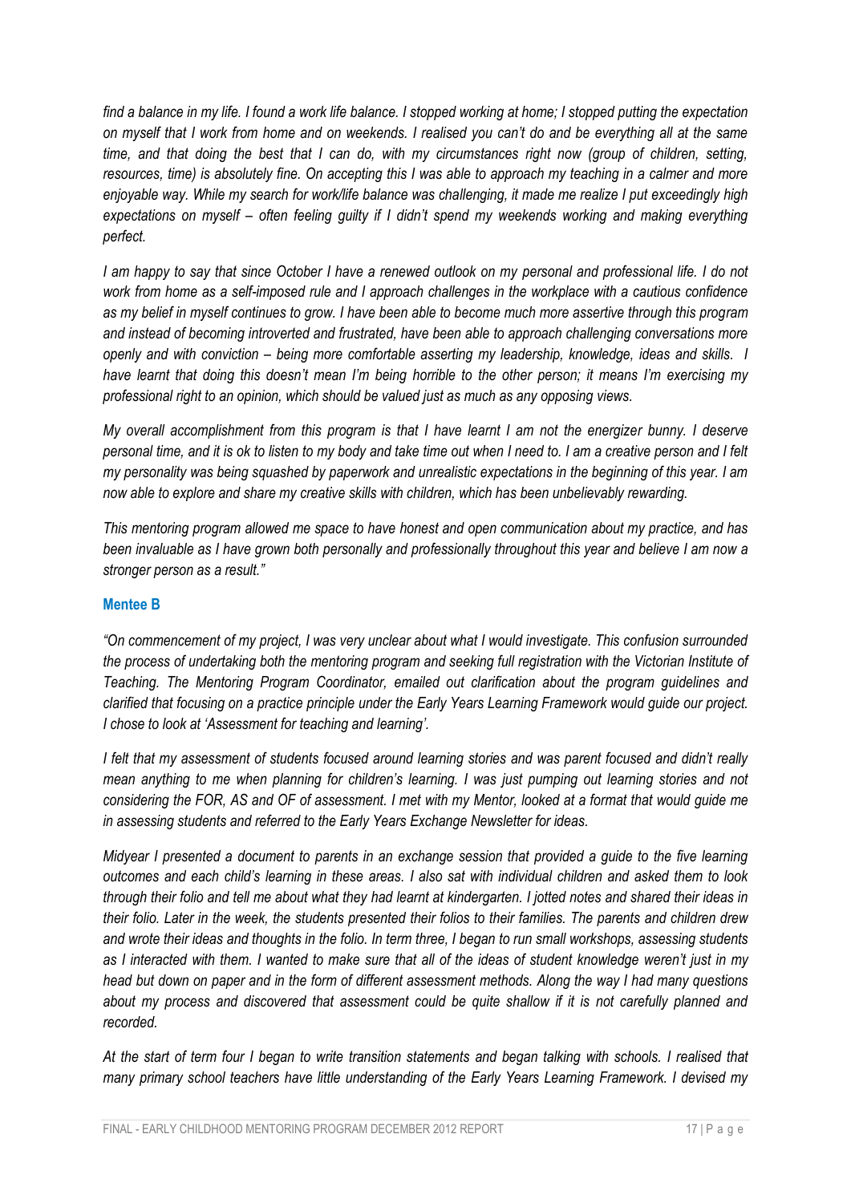*find a balance in my life. I found a work life balance. I stopped working at home; I stopped putting the expectation on myself that I work from home and on weekends. I realised you can't do and be everything all at the same time, and that doing the best that I can do, with my circumstances right now (group of children, setting, resources, time) is absolutely fine. On accepting this I was able to approach my teaching in a calmer and more enjoyable way. While my search for work/life balance was challenging, it made me realize I put exceedingly high expectations on myself – often feeling guilty if I didn't spend my weekends working and making everything perfect.*

*I am happy to say that since October I have a renewed outlook on my personal and professional life. I do not work from home as a self-imposed rule and I approach challenges in the workplace with a cautious confidence as my belief in myself continues to grow. I have been able to become much more assertive through this program and instead of becoming introverted and frustrated, have been able to approach challenging conversations more openly and with conviction – being more comfortable asserting my leadership, knowledge, ideas and skills. I have learnt that doing this doesn't mean I'm being horrible to the other person; it means I'm exercising my professional right to an opinion, which should be valued just as much as any opposing views.*

*My overall accomplishment from this program is that I have learnt I am not the energizer bunny. I deserve personal time, and it is ok to listen to my body and take time out when I need to. I am a creative person and I felt my personality was being squashed by paperwork and unrealistic expectations in the beginning of this year. I am now able to explore and share my creative skills with children, which has been unbelievably rewarding.*

*This mentoring program allowed me space to have honest and open communication about my practice, and has been invaluable as I have grown both personally and professionally throughout this year and believe I am now a stronger person as a result."*

### Mentee B

*"On commencement of my project, I was very unclear about what I would investigate. This confusion surrounded the process of undertaking both the mentoring program and seeking full registration with the Victorian Institute of Teaching. The Mentoring Program Coordinator, emailed out clarification about the program guidelines and clarified that focusing on a practice principle under the Early Years Learning Framework would guide our project. I chose to look at 'Assessment for teaching and learning'.*

*I felt that my assessment of students focused around learning stories and was parent focused and didn't really mean anything to me when planning for children's learning. I was just pumping out learning stories and not considering the FOR, AS and OF of assessment. I met with my Mentor, looked at a format that would guide me in assessing students and referred to the Early Years Exchange Newsletter for ideas.*

*Midyear I presented a document to parents in an exchange session that provided a guide to the five learning outcomes and each child's learning in these areas. I also sat with individual children and asked them to look through their folio and tell me about what they had learnt at kindergarten. I jotted notes and shared their ideas in their folio. Later in the week, the students presented their folios to their families. The parents and children drew and wrote their ideas and thoughts in the folio. In term three, I began to run small workshops, assessing students as I interacted with them. I wanted to make sure that all of the ideas of student knowledge weren't just in my head but down on paper and in the form of different assessment methods. Along the way I had many questions about my process and discovered that assessment could be quite shallow if it is not carefully planned and recorded.*

*At the start of term four I began to write transition statements and began talking with schools. I realised that many primary school teachers have little understanding of the Early Years Learning Framework. I devised my*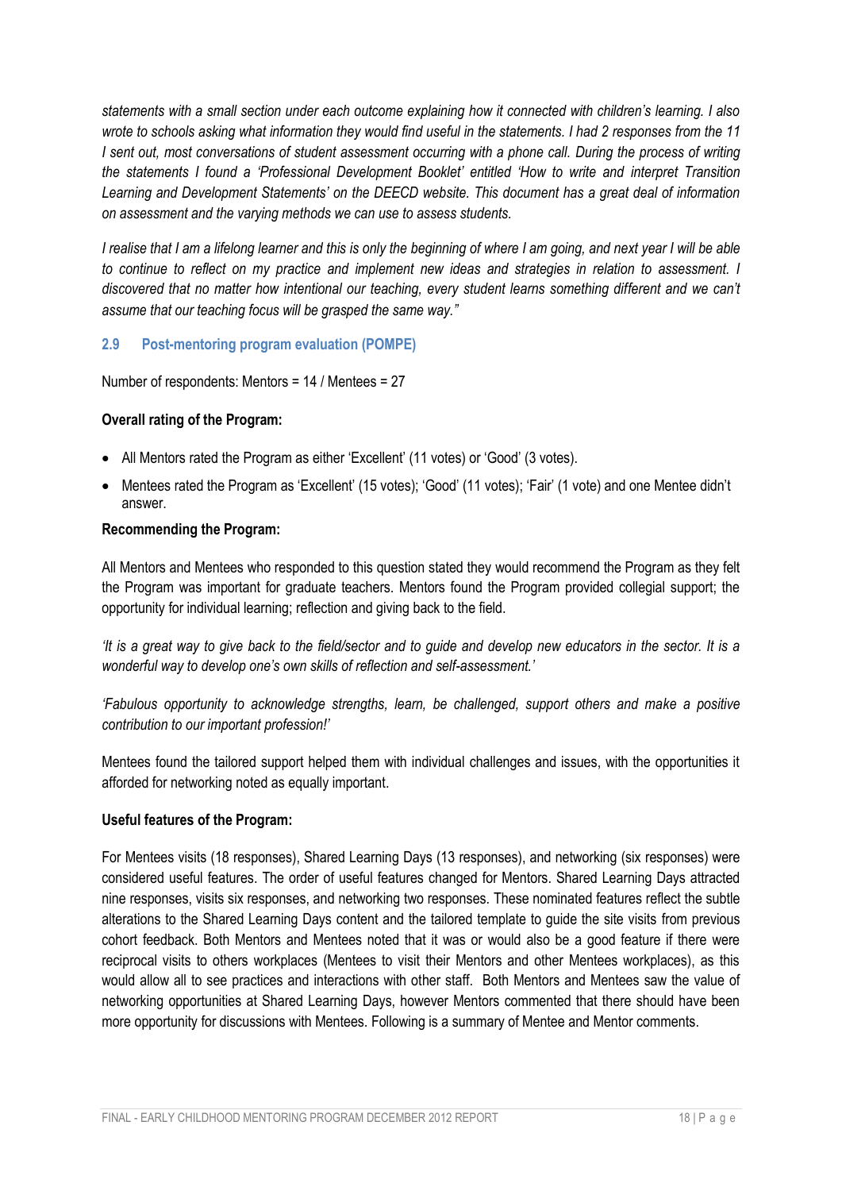*statements with a small section under each outcome explaining how it connected with children's learning. I also wrote to schools asking what information they would find useful in the statements. I had 2 responses from the 11 I sent out, most conversations of student assessment occurring with a phone call. During the process of writing the statements I found a 'Professional Development Booklet' entitled 'How to write and interpret Transition Learning and Development Statements' on the DEECD website. This document has a great deal of information on assessment and the varying methods we can use to assess students.*

*I realise that I am a lifelong learner and this is only the beginning of where I am going, and next year I will be able to continue to reflect on my practice and implement new ideas and strategies in relation to assessment. I discovered that no matter how intentional our teaching, every student learns something different and we can't assume that our teaching focus will be grasped the same way."*

### 2.9 Post-mentoring program evaluation (POMPE)

Number of respondents: Mentors = 14 / Mentees = 27

**Overall rating of the Program:**

- All Mentors rated the Program as either 'Excellent' (11 votes) or 'Good' (3 votes).
- Mentees rated the Program as 'Excellent' (15 votes); 'Good' (11 votes); 'Fair' (1 vote) and one Mentee didn't answer.

**Recommending the Program:**

All Mentors and Mentees who responded to this question stated they would recommend the Program as they felt the Program was important for graduate teachers. Mentors found the Program provided collegial support; the opportunity for individual learning; reflection and giving back to the field.

*'It is a great way to give back to the field/sector and to guide and develop new educators in the sector. It is a wonderful way to develop one's own skills of reflection and self-assessment.'*

*'Fabulous opportunity to acknowledge strengths, learn, be challenged, support others and make a positive contribution to our important profession!'*

Mentees found the tailored support helped them with individual challenges and issues, with the opportunities it afforded for networking noted as equally important.

**Useful features of the Program:**

For Mentees visits (18 responses), Shared Learning Days (13 responses), and networking (six responses) were considered useful features. The order of useful features changed for Mentors. Shared Learning Days attracted nine responses, visits six responses, and networking two responses. These nominated features reflect the subtle alterations to the Shared Learning Days content and the tailored template to guide the site visits from previous cohort feedback. Both Mentors and Mentees noted that it was or would also be a good feature if there were reciprocal visits to others workplaces (Mentees to visit their Mentors and other Mentees workplaces), as this would allow all to see practices and interactions with other staff. Both Mentors and Mentees saw the value of networking opportunities at Shared Learning Days, however Mentors commented that there should have been more opportunity for discussions with Mentees. Following is a summary of Mentee and Mentor comments.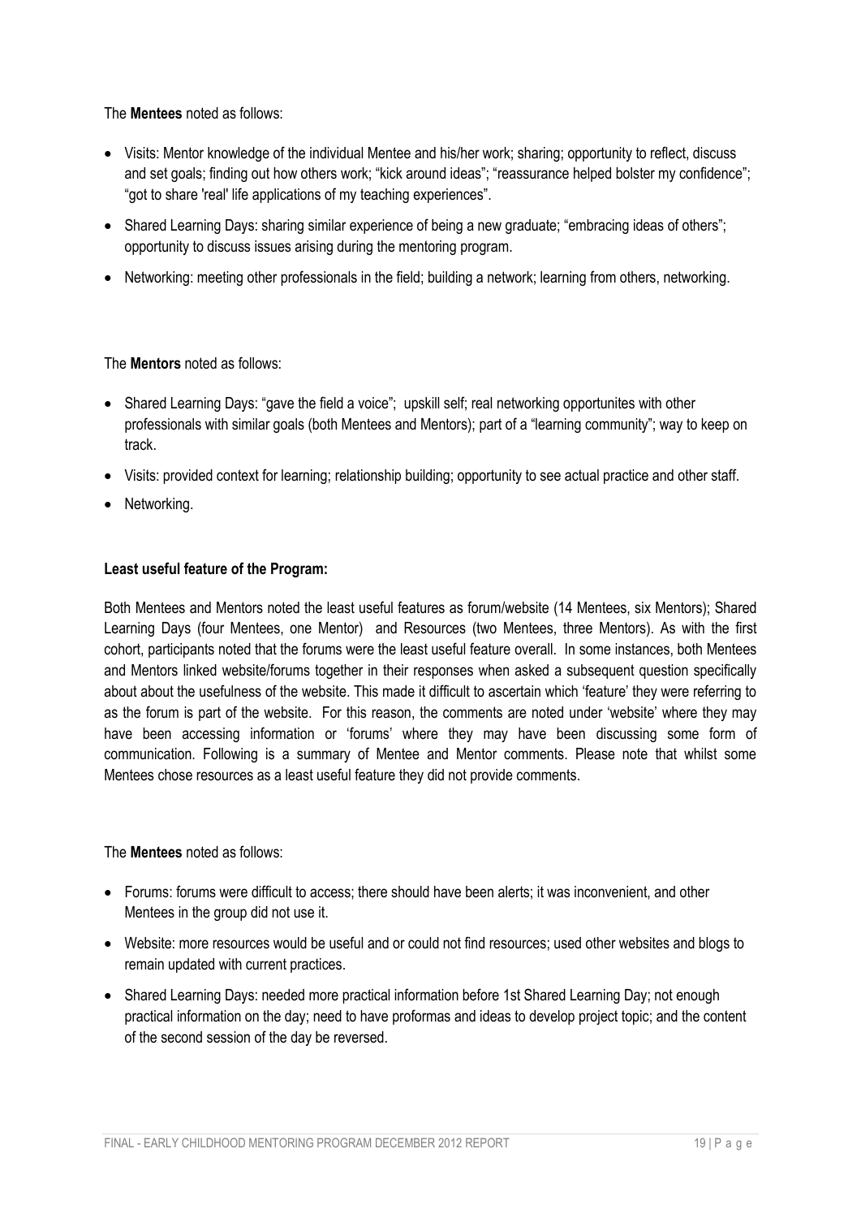The **Mentees** noted as follows:

- Visits: Mentor knowledge of the individual Mentee and his/her work; sharing; opportunity to reflect, discuss and set goals; finding out how others work; "kick around ideas"; "reassurance helped bolster my confidence"; "got to share 'real' life applications of my teaching experiences".
- Shared Learning Days: sharing similar experience of being a new graduate; "embracing ideas of others"; opportunity to discuss issues arising during the mentoring program.
- Networking: meeting other professionals in the field; building a network; learning from others, networking.

The **Mentors** noted as follows:

- Shared Learning Days: "gave the field a voice"; upskill self; real networking opportunites with other professionals with similar goals (both Mentees and Mentors); part of a "learning community"; way to keep on track.
- Visits: provided context for learning; relationship building; opportunity to see actual practice and other staff.
- Networking.

**Least useful feature of the Program:**

Both Mentees and Mentors noted the least useful features as forum/website (14 Mentees, six Mentors); Shared Learning Days (four Mentees, one Mentor) and Resources (two Mentees, three Mentors). As with the first cohort, participants noted that the forums were the least useful feature overall. In some instances, both Mentees and Mentors linked website/forums together in their responses when asked a subsequent question specifically about about the usefulness of the website. This made it difficult to ascertain which 'feature' they were referring to as the forum is part of the website. For this reason, the comments are noted under 'website' where they may have been accessing information or 'forums' where they may have been discussing some form of communication. Following is a summary of Mentee and Mentor comments. Please note that whilst some Mentees chose resources as a least useful feature they did not provide comments.

The **Mentees** noted as follows:

- Forums: forums were difficult to access; there should have been alerts; it was inconvenient, and other Mentees in the group did not use it.
- Website: more resources would be useful and or could not find resources; used other websites and blogs to remain updated with current practices.
- Shared Learning Days: needed more practical information before 1st Shared Learning Day; not enough practical information on the day; need to have proformas and ideas to develop project topic; and the content of the second session of the day be reversed.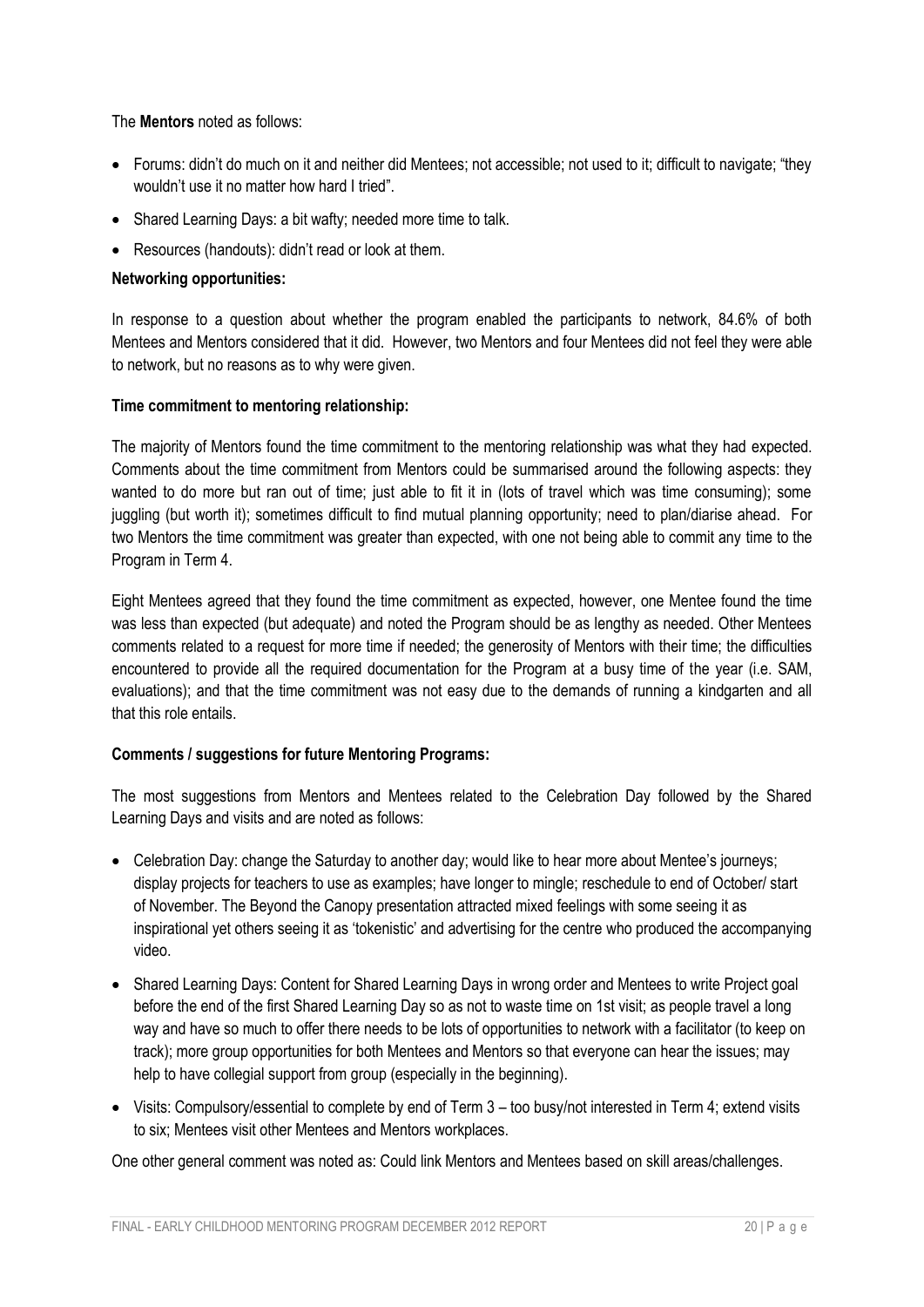The **Mentors** noted as follows:

- Forums: didn't do much on it and neither did Mentees; not accessible; not used to it; difficult to navigate; "they wouldn't use it no matter how hard I tried".
- Shared Learning Days: a bit wafty; needed more time to talk.
- Resources (handouts): didn't read or look at them.

**Networking opportunities:**

In response to a question about whether the program enabled the participants to network, 84.6% of both Mentees and Mentors considered that it did. However, two Mentors and four Mentees did not feel they were able to network, but no reasons as to why were given.

**Time commitment to mentoring relationship:**

The majority of Mentors found the time commitment to the mentoring relationship was what they had expected. Comments about the time commitment from Mentors could be summarised around the following aspects: they wanted to do more but ran out of time; just able to fit it in (lots of travel which was time consuming); some juggling (but worth it); sometimes difficult to find mutual planning opportunity; need to plan/diarise ahead. For two Mentors the time commitment was greater than expected, with one not being able to commit any time to the Program in Term 4.

Eight Mentees agreed that they found the time commitment as expected, however, one Mentee found the time was less than expected (but adequate) and noted the Program should be as lengthy as needed. Other Mentees comments related to a request for more time if needed; the generosity of Mentors with their time; the difficulties encountered to provide all the required documentation for the Program at a busy time of the year (i.e. SAM, evaluations); and that the time commitment was not easy due to the demands of running a kindgarten and all that this role entails.

**Comments / suggestions for future Mentoring Programs:**

The most suggestions from Mentors and Mentees related to the Celebration Day followed by the Shared Learning Days and visits and are noted as follows:

- Celebration Day: change the Saturday to another day; would like to hear more about Mentee's journeys; display projects for teachers to use as examples; have longer to mingle; reschedule to end of October/ start of November. The Beyond the Canopy presentation attracted mixed feelings with some seeing it as inspirational yet others seeing it as 'tokenistic' and advertising for the centre who produced the accompanying video.
- Shared Learning Days: Content for Shared Learning Days in wrong order and Mentees to write Project goal before the end of the first Shared Learning Day so as not to waste time on 1st visit; as people travel a long way and have so much to offer there needs to be lots of opportunities to network with a facilitator (to keep on track); more group opportunities for both Mentees and Mentors so that everyone can hear the issues; may help to have collegial support from group (especially in the beginning).
- Visits: Compulsory/essential to complete by end of Term 3 – too busy/not interested in Term 4; extend visits to six; Mentees visit other Mentees and Mentors workplaces.

One other general comment was noted as: Could link Mentors and Mentees based on skill areas/challenges.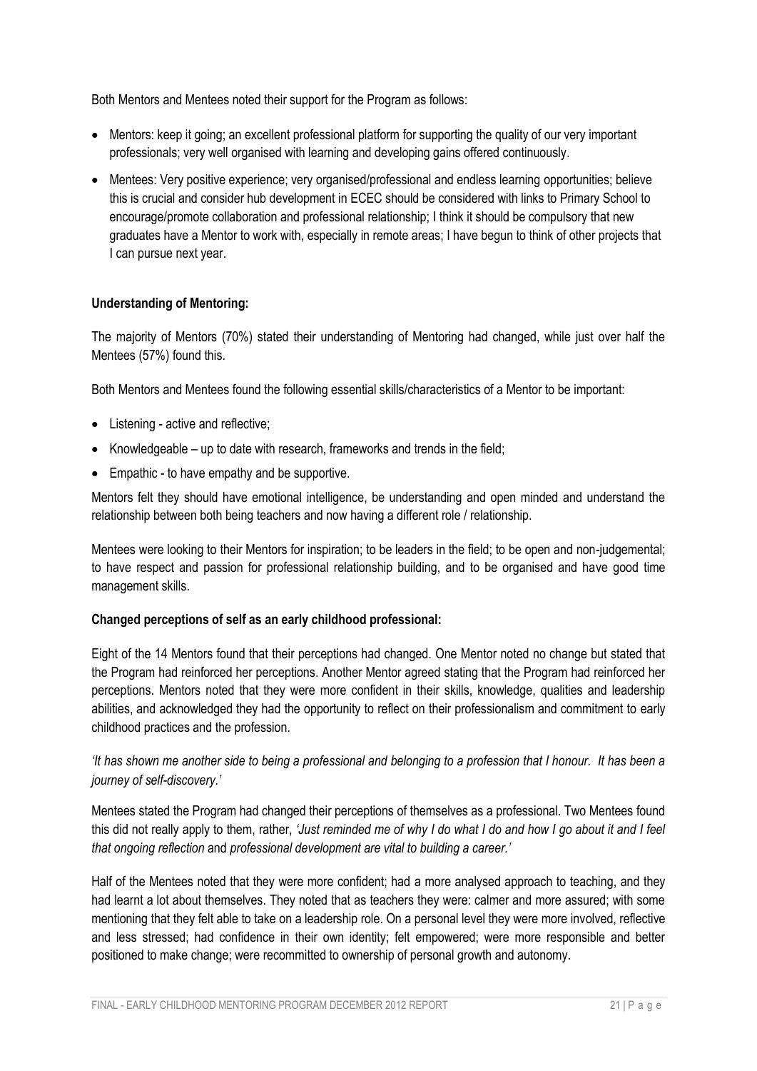Both Mentors and Mentees noted their support for the Program as follows:

- Mentors: keep it going; an excellent professional platform for supporting the quality of our very important professionals; very well organised with learning and developing gains offered continuously.
- Mentees: Very positive experience; very organised/professional and endless learning opportunities; believe this is crucial and consider hub development in ECEC should be considered with links to Primary School to encourage/promote collaboration and professional relationship; I think it should be compulsory that new graduates have a Mentor to work with, especially in remote areas; I have begun to think of other projects that I can pursue next year.

**Understanding of Mentoring:**

The majority of Mentors (70%) stated their understanding of Mentoring had changed, while just over half the Mentees (57%) found this.

Both Mentors and Mentees found the following essential skills/characteristics of a Mentor to be important:

- Listening - active and reflective;
- Knowledgeable – up to date with research, frameworks and trends in the field;
- Empathic - to have empathy and be supportive.

Mentors felt they should have emotional intelligence, be understanding and open minded and understand the relationship between both being teachers and now having a different role / relationship.

Mentees were looking to their Mentors for inspiration; to be leaders in the field; to be open and non-judgemental; to have respect and passion for professional relationship building, and to be organised and have good time management skills.

**Changed perceptions of self as an early childhood professional:**

Eight of the 14 Mentors found that their perceptions had changed. One Mentor noted no change but stated that the Program had reinforced her perceptions. Another Mentor agreed stating that the Program had reinforced her perceptions. Mentors noted that they were more confident in their skills, knowledge, qualities and leadership abilities, and acknowledged they had the opportunity to reflect on their professionalism and commitment to early childhood practices and the profession.

*'It has shown me another side to being a professional and belonging to a profession that I honour. It has been a journey of self-discovery.'*

Mentees stated the Program had changed their perceptions of themselves as a professional. Two Mentees found this did not really apply to them, rather, *'Just reminded me of why I do what I do and how I go about it and I feel that ongoing reflection* and *professional development are vital to building a career.'*

Half of the Mentees noted that they were more confident; had a more analysed approach to teaching, and they had learnt a lot about themselves. They noted that as teachers they were: calmer and more assured; with some mentioning that they felt able to take on a leadership role. On a personal level they were more involved, reflective and less stressed; had confidence in their own identity; felt empowered; were more responsible and better positioned to make change; were recommitted to ownership of personal growth and autonomy.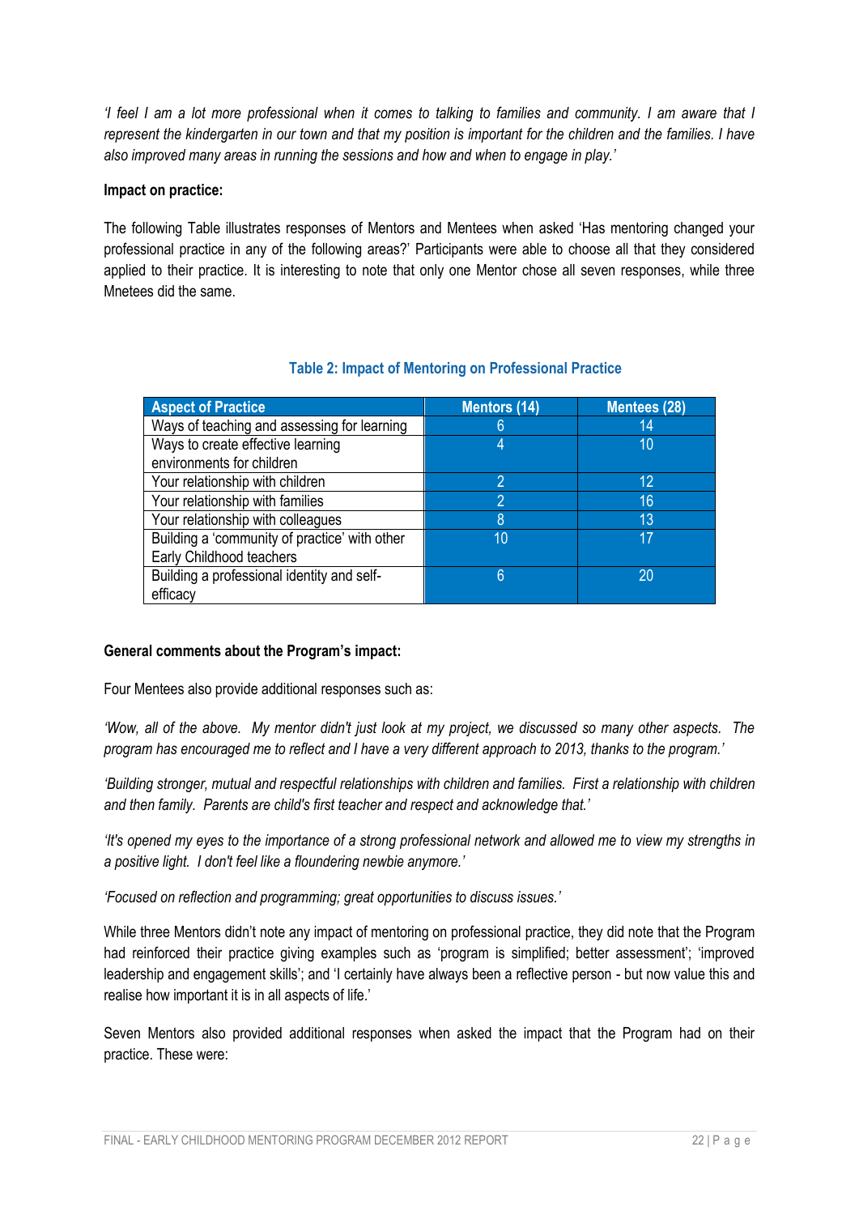*'I feel I am a lot more professional when it comes to talking to families and community. I am aware that I represent the kindergarten in our town and that my position is important for the children and the families. I have also improved many areas in running the sessions and how and when to engage in play.'*

**Impact on practice:**

The following Table illustrates responses of Mentors and Mentees when asked 'Has mentoring changed your professional practice in any of the following areas?' Participants were able to choose all that they considered applied to their practice. It is interesting to note that only one Mentor chose all seven responses, while three Mnetees did the same.

**Table 2: Impact of Mentoring on Professional Practice**

| Aspect of Practice | Mentors (14) | Mentees (28) |
|---|---|---|
| Ways of teaching and assessing for learning | 6 | 14 |
| Ways to create effective learning environments for children | 4 | 10 |
| Your relationship with children | 2 | 12 |
| Your relationship with families | 2 | 16 |
| Your relationship with colleagues | 8 | 13 |
| Building a 'community of practice' with other Early Childhood teachers | 10 | 17 |
| Building a professional identity and self-efficacy | 6 | 20 |

**General comments about the Program's impact:**

Four Mentees also provide additional responses such as:

*'Wow, all of the above. My mentor didn't just look at my project, we discussed so many other aspects. The program has encouraged me to reflect and I have a very different approach to 2013, thanks to the program.'*

*'Building stronger, mutual and respectful relationships with children and families. First a relationship with children and then family. Parents are child's first teacher and respect and acknowledge that.'*

*'It's opened my eyes to the importance of a strong professional network and allowed me to view my strengths in a positive light. I don't feel like a floundering newbie anymore.'*

*'Focused on reflection and programming; great opportunities to discuss issues.'*

While three Mentors didn't note any impact of mentoring on professional practice, they did note that the Program had reinforced their practice giving examples such as 'program is simplified; better assessment'; 'improved leadership and engagement skills'; and 'I certainly have always been a reflective person - but now value this and realise how important it is in all aspects of life.'

Seven Mentors also provided additional responses when asked the impact that the Program had on their practice. These were: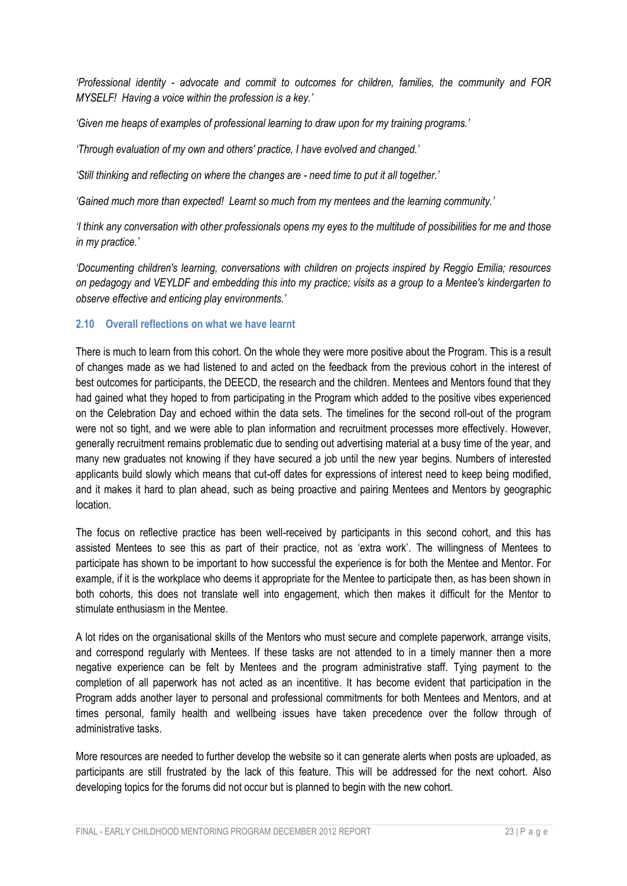*'Professional identity - advocate and commit to outcomes for children, families, the community and FOR MYSELF! Having a voice within the profession is a key.'*

*'Given me heaps of examples of professional learning to draw upon for my training programs.'*

*'Through evaluation of my own and others' practice, I have evolved and changed.'*

*'Still thinking and reflecting on where the changes are - need time to put it all together.'*

*'Gained much more than expected! Learnt so much from my mentees and the learning community.'*

*'I think any conversation with other professionals opens my eyes to the multitude of possibilities for me and those in my practice.'*

*'Documenting children's learning, conversations with children on projects inspired by Reggio Emilia; resources on pedagogy and VEYLDF and embedding this into my practice; visits as a group to a Mentee's kindergarten to observe effective and enticing play environments.'*

### 2.10 Overall reflections on what we have learnt

There is much to learn from this cohort. On the whole they were more positive about the Program. This is a result of changes made as we had listened to and acted on the feedback from the previous cohort in the interest of best outcomes for participants, the DEECD, the research and the children. Mentees and Mentors found that they had gained what they hoped to from participating in the Program which added to the positive vibes experienced on the Celebration Day and echoed within the data sets. The timelines for the second roll-out of the program were not so tight, and we were able to plan information and recruitment processes more effectively. However, generally recruitment remains problematic due to sending out advertising material at a busy time of the year, and many new graduates not knowing if they have secured a job until the new year begins. Numbers of interested applicants build slowly which means that cut-off dates for expressions of interest need to keep being modified, and it makes it hard to plan ahead, such as being proactive and pairing Mentees and Mentors by geographic location.

The focus on reflective practice has been well-received by participants in this second cohort, and this has assisted Mentees to see this as part of their practice, not as 'extra work'. The willingness of Mentees to participate has shown to be important to how successful the experience is for both the Mentee and Mentor. For example, if it is the workplace who deems it appropriate for the Mentee to participate then, as has been shown in both cohorts, this does not translate well into engagement, which then makes it difficult for the Mentor to stimulate enthusiasm in the Mentee.

A lot rides on the organisational skills of the Mentors who must secure and complete paperwork, arrange visits, and correspond regularly with Mentees. If these tasks are not attended to in a timely manner then a more negative experience can be felt by Mentees and the program administrative staff. Tying payment to the completion of all paperwork has not acted as an incentive. It has become evident that participation in the Program adds another layer to personal and professional commitments for both Mentees and Mentors, and at times personal, family health and wellbeing issues have taken precedence over the follow through of administrative tasks.

More resources are needed to further develop the website so it can generate alerts when posts are uploaded, as participants are still frustrated by the lack of this feature. This will be addressed for the next cohort. Also developing topics for the forums did not occur but is planned to begin with the new cohort.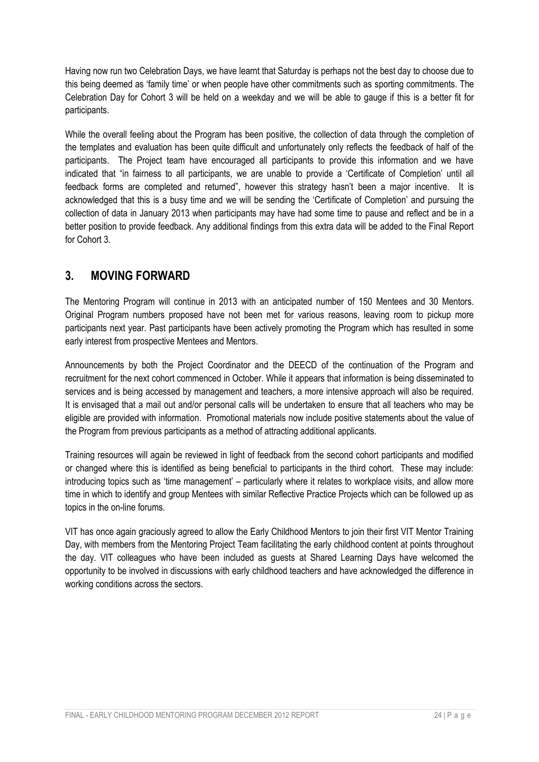Having now run two Celebration Days, we have learnt that Saturday is perhaps not the best day to choose due to this being deemed as 'family time' or when people have other commitments such as sporting commitments. The Celebration Day for Cohort 3 will be held on a weekday and we will be able to gauge if this is a better fit for participants.

While the overall feeling about the Program has been positive, the collection of data through the completion of the templates and evaluation has been quite difficult and unfortunately only reflects the feedback of half of the participants. The Project team have encouraged all participants to provide this information and we have indicated that "in fairness to all participants, we are unable to provide a 'Certificate of Completion' until all feedback forms are completed and returned", however this strategy hasn't been a major incentive. It is acknowledged that this is a busy time and we will be sending the 'Certificate of Completion' and pursuing the collection of data in January 2013 when participants may have had some time to pause and reflect and be in a better position to provide feedback. Any additional findings from this extra data will be added to the Final Report for Cohort 3.

## 3. MOVING FORWARD

The Mentoring Program will continue in 2013 with an anticipated number of 150 Mentees and 30 Mentors. Original Program numbers proposed have not been met for various reasons, leaving room to pickup more participants next year. Past participants have been actively promoting the Program which has resulted in some early interest from prospective Mentees and Mentors.

Announcements by both the Project Coordinator and the DEECD of the continuation of the Program and recruitment for the next cohort commenced in October. While it appears that information is being disseminated to services and is being accessed by management and teachers, a more intensive approach will also be required. It is envisaged that a mail out and/or personal calls will be undertaken to ensure that all teachers who may be eligible are provided with information. Promotional materials now include positive statements about the value of the Program from previous participants as a method of attracting additional applicants.

Training resources will again be reviewed in light of feedback from the second cohort participants and modified or changed where this is identified as being beneficial to participants in the third cohort. These may include: introducing topics such as 'time management' – particularly where it relates to workplace visits, and allow more time in which to identify and group Mentees with similar Reflective Practice Projects which can be followed up as topics in the on-line forums.

VIT has once again graciously agreed to allow the Early Childhood Mentors to join their first VIT Mentor Training Day, with members from the Mentoring Project Team facilitating the early childhood content at points throughout the day. VIT colleagues who have been included as guests at Shared Learning Days have welcomed the opportunity to be involved in discussions with early childhood teachers and have acknowledged the difference in working conditions across the sectors.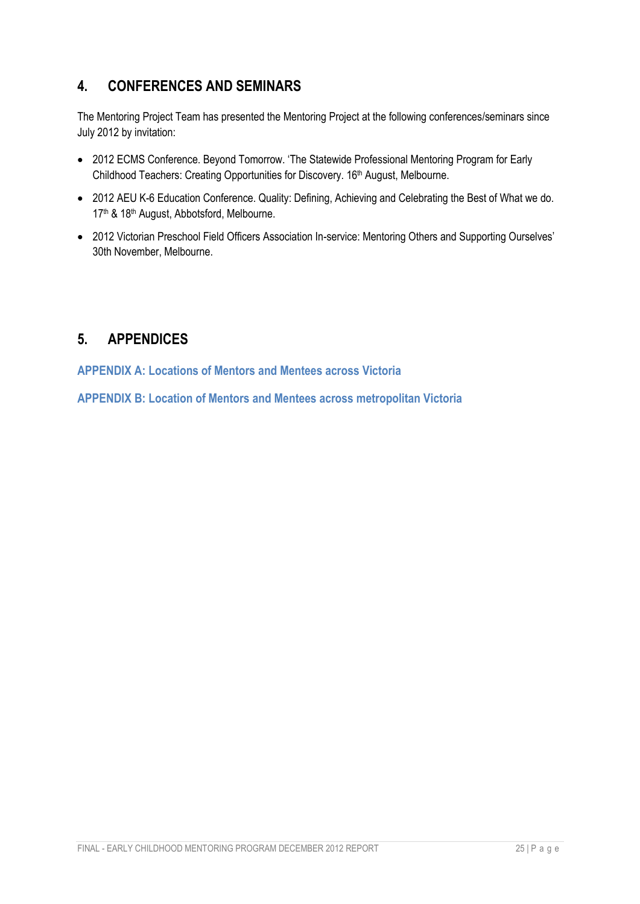## 4. CONFERENCES AND SEMINARS

The Mentoring Project Team has presented the Mentoring Project at the following conferences/seminars since July 2012 by invitation:

- 2012 ECMS Conference. Beyond Tomorrow. 'The Statewide Professional Mentoring Program for Early Childhood Teachers: Creating Opportunities for Discovery. 16th August, Melbourne.
- 2012 AEU K-6 Education Conference. Quality: Defining, Achieving and Celebrating the Best of What we do. 17th & 18th August, Abbotsford, Melbourne.
- 2012 Victorian Preschool Field Officers Association In-service: Mentoring Others and Supporting Ourselves' 30th November, Melbourne.

## 5. APPENDICES

**APPENDIX A: Locations of Mentors and Mentees across Victoria**

**APPENDIX B: Location of Mentors and Mentees across metropolitan Victoria**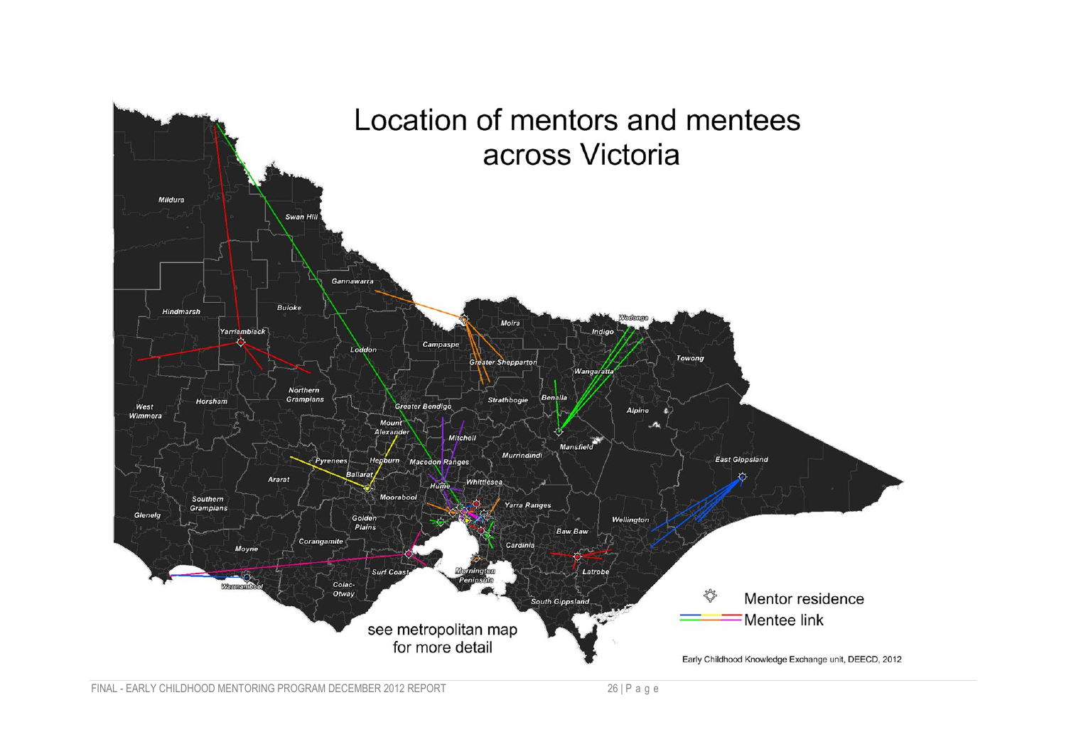# Location of mentors and mentees across Victoria

Mildura
Swan Hill
Gannawarra
Buloke
Hindmarsh
Yarriambiack
Loddon
Campaspe
Moira
Wodonga
Indigo
Towong
Greater Shepparton
Wangaratta
Northern Grampians
Horsham
West Wimmera
Greater Bendigo
Strathbogie
Benalla
Alpine
Mount Alexander
Mitchell
Mansfield
Murrindindi
East Gippsland
Pyrenees
Hepburn
Macedon Ranges
Ararat
Ballarat
Hume
Whittlesea
Southern Grampians
Moorabool
Yarra Ranges
Glenelg
Golden Plains
Wellington
Baw Baw
Corangamite
Cardinia
Moyne
Surf Coast
Latrobe
Mornington Peninsula
Warrnambool
Colac-Otway
South Gippsland

see metropolitan map for more detail

Mentor residence
Mentee link

Early Childhood Knowledge Exchange unit, DEECD, 2012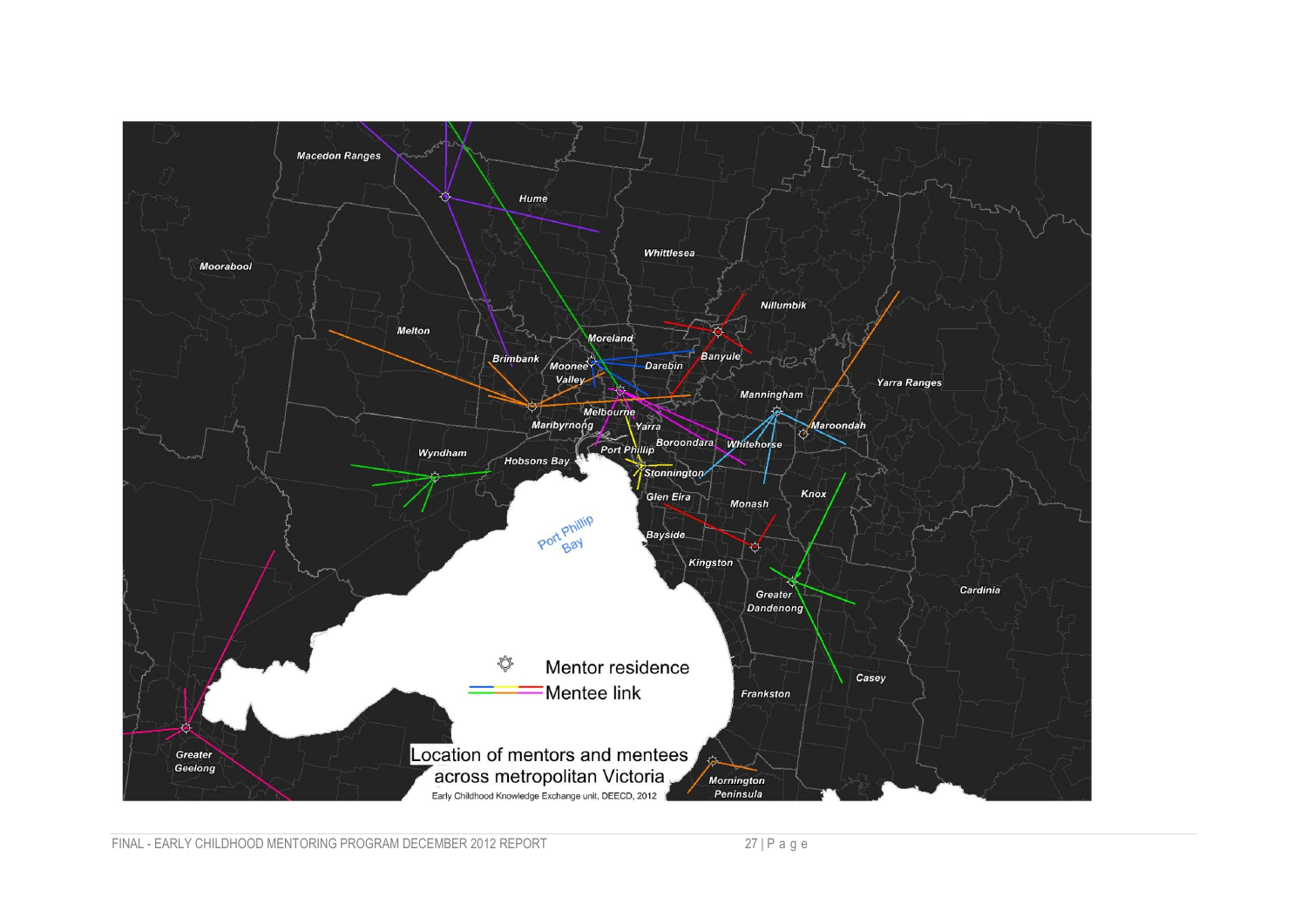Macedon Ranges

Hume

Moorabool

Whittlesea

Nillumbik

Melton

Moreland

Brimbank

Banyule

Moonee Valley

Darebin

Yarra Ranges

Manningham

Melbourne

Maribyrnong

Yarra

Maroondah

Wyndham

Boroondara

Whitehorse

Port Phillip

Hobsons Bay

Stonnington

Glen Eira

Monash

Knox

Port Phillip Bay

Bayside

Kingston

Cardinia

Greater Dandenong

Mentor residence

Mentee link

Casey

Frankston

Location of mentors and mentees across metropolitan Victoria

Early Childhood Knowledge Exchange unit, DEECD, 2012

Greater Geelong

Mornington Peninsula